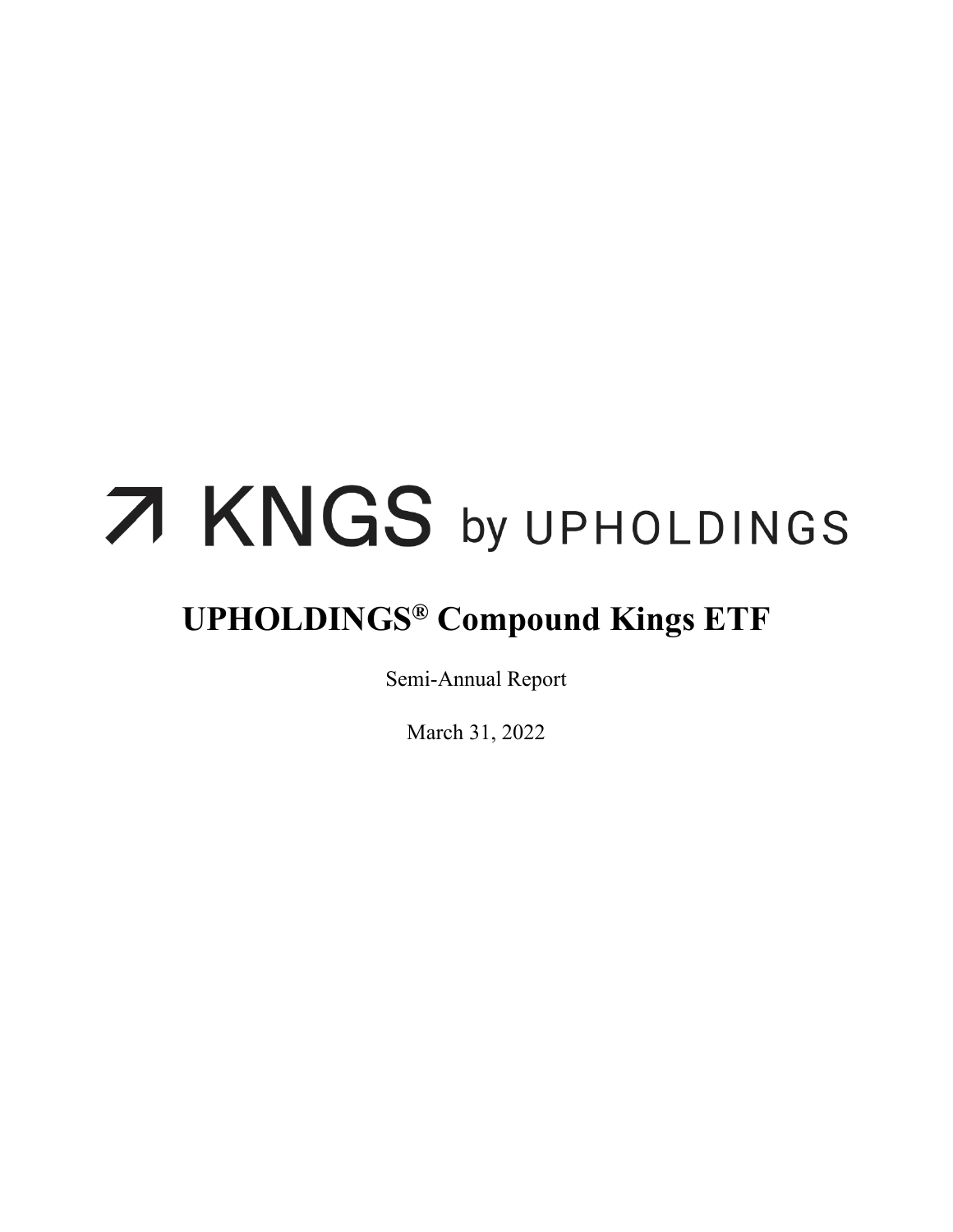↗ KNGS by UPHOLDINGS

# UPHOLDINGS® Compound Kings ETF

Semi-Annual Report

March 31, 2022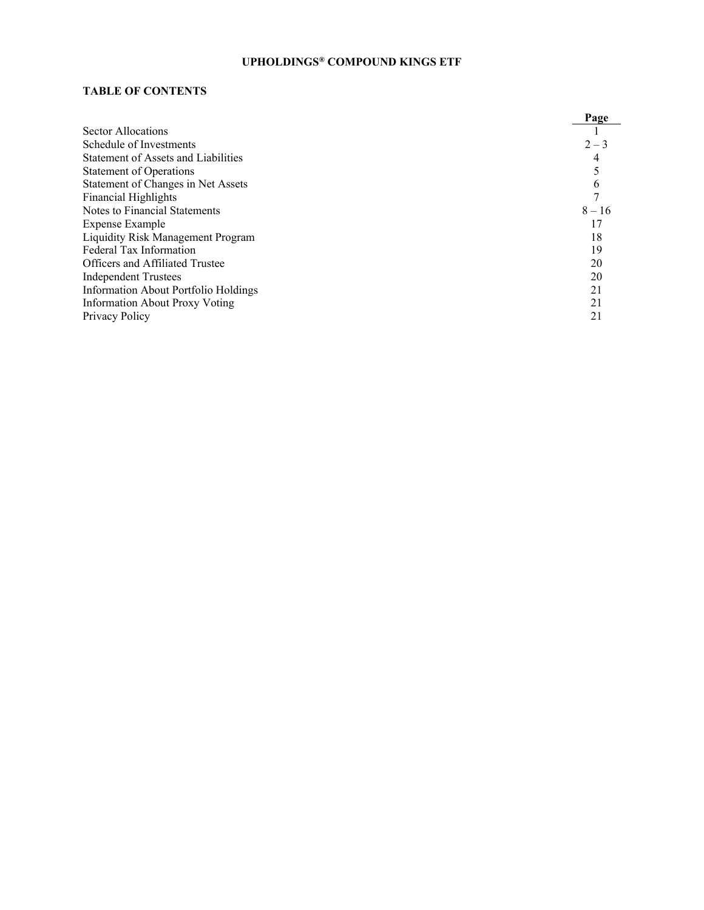# UPHOLDINGS® COMPOUND KINGS ETF

## TABLE OF CONTENTS

| | Page |
|---|---|
| Sector Allocations | 1 |
| Schedule of Investments | 2 – 3 |
| Statement of Assets and Liabilities | 4 |
| Statement of Operations | 5 |
| Statement of Changes in Net Assets | 6 |
| Financial Highlights | 7 |
| Notes to Financial Statements | 8 – 16 |
| Expense Example | 17 |
| Liquidity Risk Management Program | 18 |
| Federal Tax Information | 19 |
| Officers and Affiliated Trustee | 20 |
| Independent Trustees | 20 |
| Information About Portfolio Holdings | 21 |
| Information About Proxy Voting | 21 |
| Privacy Policy | 21 |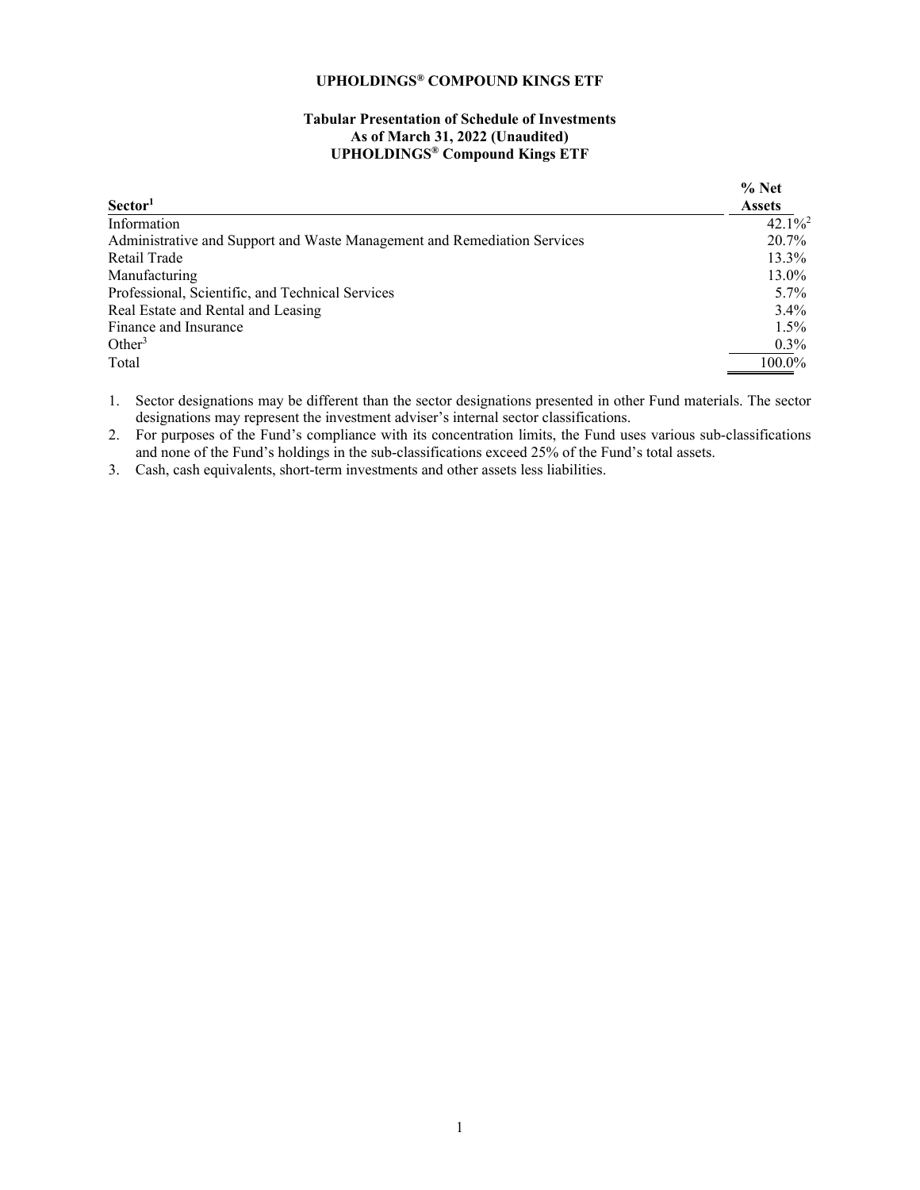# UPHOLDINGS® COMPOUND KINGS ETF

## Tabular Presentation of Schedule of Investments
## As of March 31, 2022 (Unaudited)
## UPHOLDINGS® Compound Kings ETF

| Sector[1] | % Net Assets |
|---|---|
| Information | 42.1%[2] |
| Administrative and Support and Waste Management and Remediation Services | 20.7% |
| Retail Trade | 13.3% |
| Manufacturing | 13.0% |
| Professional, Scientific, and Technical Services | 5.7% |
| Real Estate and Rental and Leasing | 3.4% |
| Finance and Insurance | 1.5% |
| Other[3] | 0.3% |
| Total | 100.0% |

1. Sector designations may be different than the sector designations presented in other Fund materials. The sector designations may represent the investment adviser's internal sector classifications.
2. For purposes of the Fund's compliance with its concentration limits, the Fund uses various sub-classifications and none of the Fund's holdings in the sub-classifications exceed 25% of the Fund's total assets.
3. Cash, cash equivalents, short-term investments and other assets less liabilities.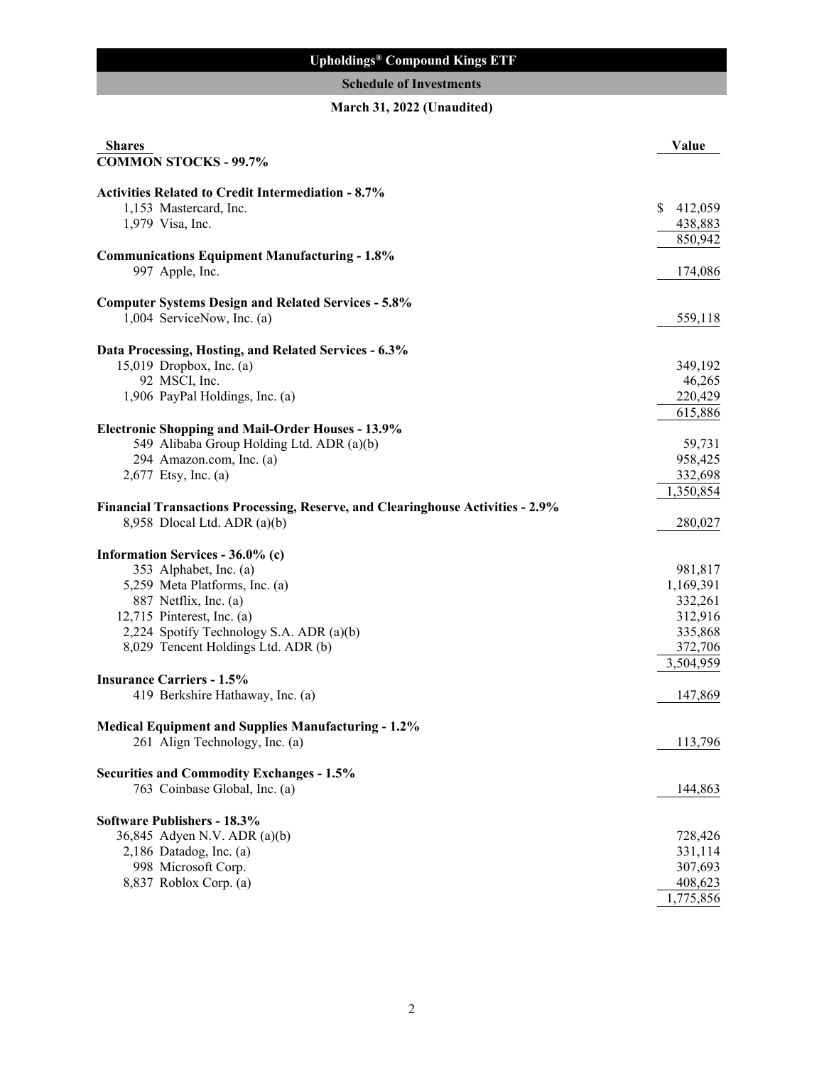# Upholdings® Compound Kings ETF

## Schedule of Investments

### March 31, 2022 (Unaudited)

| Shares | | Value |
|---|---|---|
| **COMMON STOCKS - 99.7%** | | |
| **Activities Related to Credit Intermediation - 8.7%** | | |
| 1,153 | Mastercard, Inc. | $ 412,059 |
| 1,979 | Visa, Inc. | 438,883 |
| | | 850,942 |
| **Communications Equipment Manufacturing - 1.8%** | | |
| 997 | Apple, Inc. | 174,086 |
| **Computer Systems Design and Related Services - 5.8%** | | |
| 1,004 | ServiceNow, Inc. (a) | 559,118 |
| **Data Processing, Hosting, and Related Services - 6.3%** | | |
| 15,019 | Dropbox, Inc. (a) | 349,192 |
| 92 | MSCI, Inc. | 46,265 |
| 1,906 | PayPal Holdings, Inc. (a) | 220,429 |
| | | 615,886 |
| **Electronic Shopping and Mail-Order Houses - 13.9%** | | |
| 549 | Alibaba Group Holding Ltd. ADR (a)(b) | 59,731 |
| 294 | Amazon.com, Inc. (a) | 958,425 |
| 2,677 | Etsy, Inc. (a) | 332,698 |
| | | 1,350,854 |
| **Financial Transactions Processing, Reserve, and Clearinghouse Activities - 2.9%** | | |
| 8,958 | Dlocal Ltd. ADR (a)(b) | 280,027 |
| **Information Services - 36.0% (c)** | | |
| 353 | Alphabet, Inc. (a) | 981,817 |
| 5,259 | Meta Platforms, Inc. (a) | 1,169,391 |
| 887 | Netflix, Inc. (a) | 332,261 |
| 12,715 | Pinterest, Inc. (a) | 312,916 |
| 2,224 | Spotify Technology S.A. ADR (a)(b) | 335,868 |
| 8,029 | Tencent Holdings Ltd. ADR (b) | 372,706 |
| | | 3,504,959 |
| **Insurance Carriers - 1.5%** | | |
| 419 | Berkshire Hathaway, Inc. (a) | 147,869 |
| **Medical Equipment and Supplies Manufacturing - 1.2%** | | |
| 261 | Align Technology, Inc. (a) | 113,796 |
| **Securities and Commodity Exchanges - 1.5%** | | |
| 763 | Coinbase Global, Inc. (a) | 144,863 |
| **Software Publishers - 18.3%** | | |
| 36,845 | Adyen N.V. ADR (a)(b) | 728,426 |
| 2,186 | Datadog, Inc. (a) | 331,114 |
| 998 | Microsoft Corp. | 307,693 |
| 8,837 | Roblox Corp. (a) | 408,623 |
| | | 1,775,856 |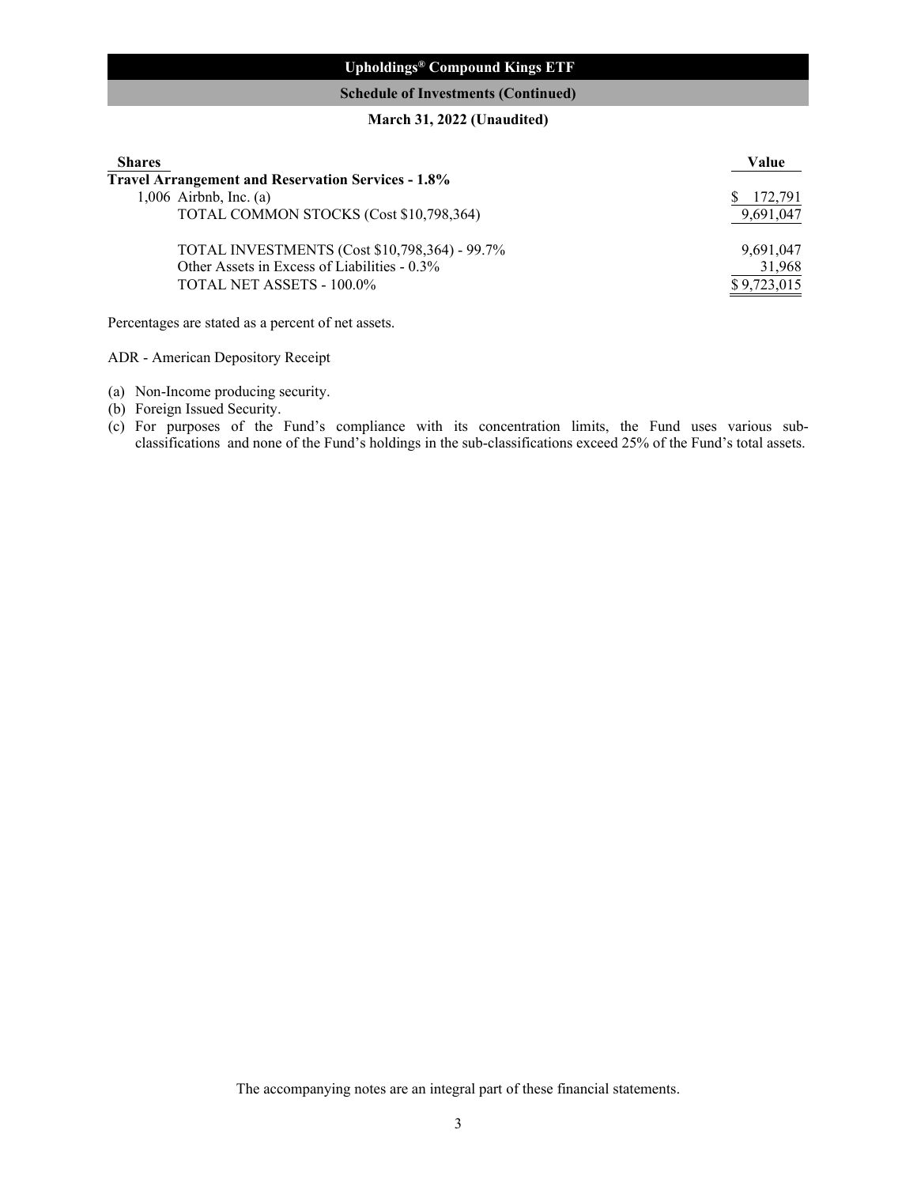# Upholdings® Compound Kings ETF

## Schedule of Investments (Continued)

**March 31, 2022 (Unaudited)**

| Shares | | Value |
|---|---|---|
| **Travel Arrangement and Reservation Services - 1.8%** | | |
| 1,006 | Airbnb, Inc. (a) | $ 172,791 |
| | TOTAL COMMON STOCKS (Cost $10,798,364) | 9,691,047 |
| | | |
| | TOTAL INVESTMENTS (Cost $10,798,364) - 99.7% | 9,691,047 |
| | Other Assets in Excess of Liabilities - 0.3% | 31,968 |
| | TOTAL NET ASSETS - 100.0% | $ 9,723,015 |

Percentages are stated as a percent of net assets.

ADR - American Depository Receipt

(a) Non-Income producing security.
(b) Foreign Issued Security.
(c) For purposes of the Fund's compliance with its concentration limits, the Fund uses various sub-classifications and none of the Fund's holdings in the sub-classifications exceed 25% of the Fund's total assets.

The accompanying notes are an integral part of these financial statements.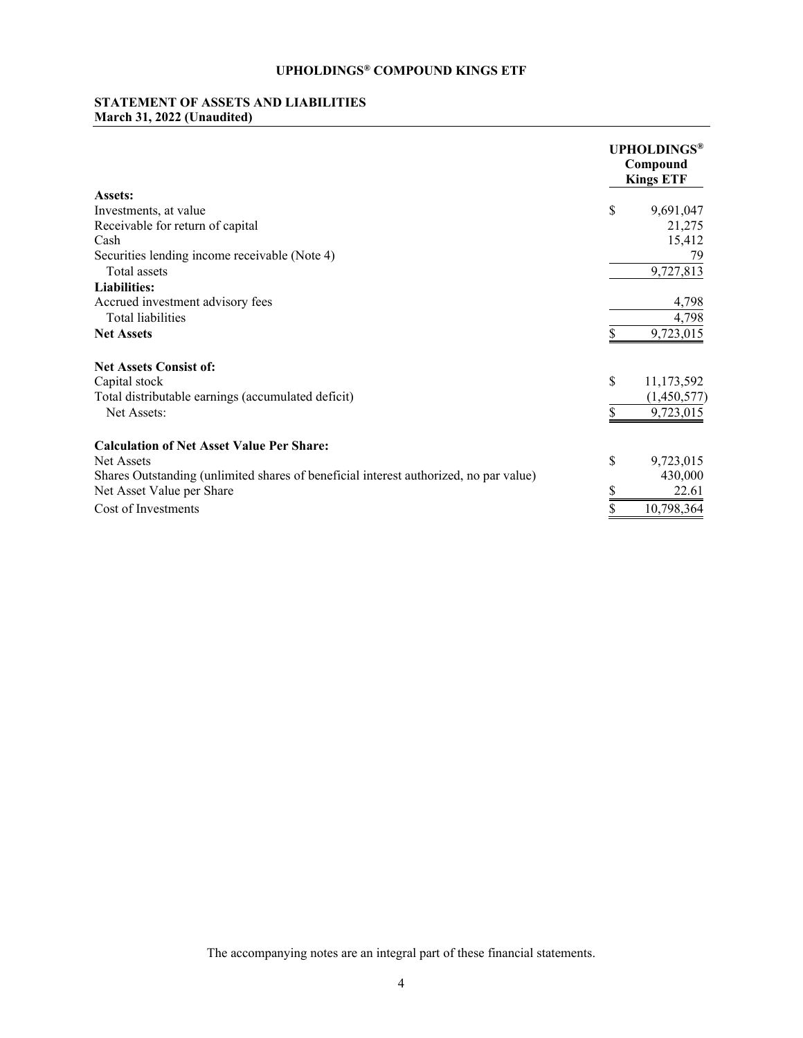# UPHOLDINGS® COMPOUND KINGS ETF

## STATEMENT OF ASSETS AND LIABILITIES
**March 31, 2022 (Unaudited)**

| | UPHOLDINGS® Compound Kings ETF |
|---|---|
| **Assets:** | |
| Investments, at value | $ 9,691,047 |
| Receivable for return of capital | 21,275 |
| Cash | 15,412 |
| Securities lending income receivable (Note 4) | 79 |
| Total assets | 9,727,813 |
| **Liabilities:** | |
| Accrued investment advisory fees | 4,798 |
| Total liabilities | 4,798 |
| **Net Assets** | $ 9,723,015 |
| | |
| **Net Assets Consist of:** | |
| Capital stock | $ 11,173,592 |
| Total distributable earnings (accumulated deficit) | (1,450,577) |
| Net Assets: | $ 9,723,015 |
| | |
| **Calculation of Net Asset Value Per Share:** | |
| Net Assets | $ 9,723,015 |
| Shares Outstanding (unlimited shares of beneficial interest authorized, no par value) | 430,000 |
| Net Asset Value per Share | $ 22.61 |
| Cost of Investments | $ 10,798,364 |

The accompanying notes are an integral part of these financial statements.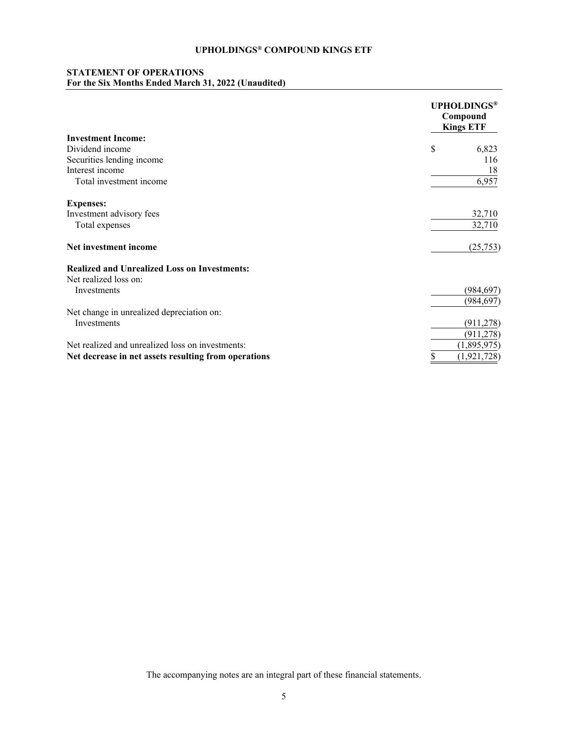# UPHOLDINGS® COMPOUND KINGS ETF

## STATEMENT OF OPERATIONS
**For the Six Months Ended March 31, 2022 (Unaudited)**

| | UPHOLDINGS® Compound Kings ETF |
|---|---|
| **Investment Income:** | |
| Dividend income | $ 6,823 |
| Securities lending income | 116 |
| Interest income | 18 |
| Total investment income | 6,957 |
| **Expenses:** | |
| Investment advisory fees | 32,710 |
| Total expenses | 32,710 |
| **Net investment income** | (25,753) |
| **Realized and Unrealized Loss on Investments:** | |
| Net realized loss on: | |
| Investments | (984,697) |
| | (984,697) |
| Net change in unrealized depreciation on: | |
| Investments | (911,278) |
| | (911,278) |
| Net realized and unrealized loss on investments: | (1,895,975) |
| **Net decrease in net assets resulting from operations** | $ (1,921,728) |

The accompanying notes are an integral part of these financial statements.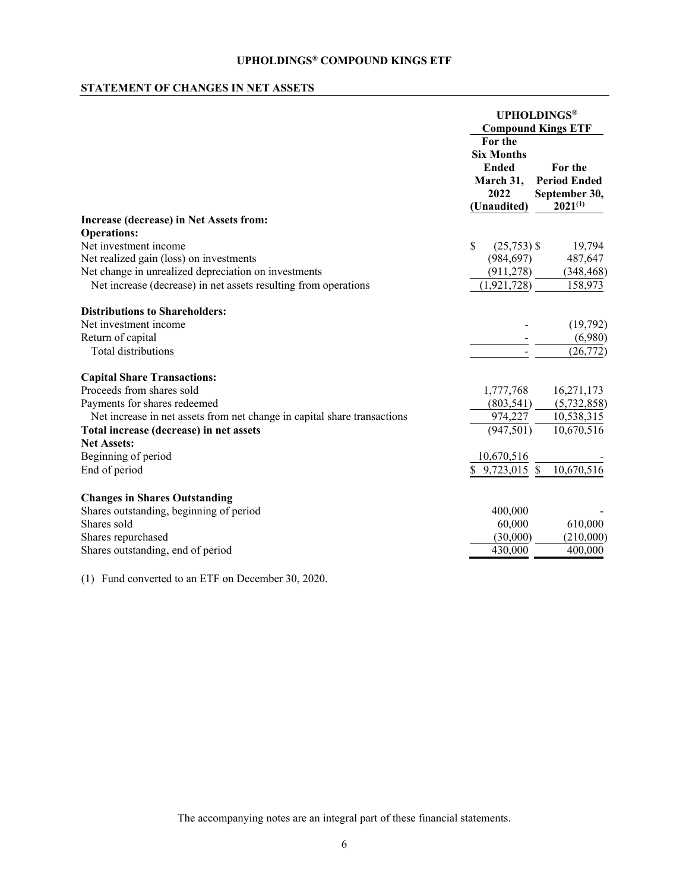# UPHOLDINGS® COMPOUND KINGS ETF

## STATEMENT OF CHANGES IN NET ASSETS

| | UPHOLDINGS® Compound Kings ETF | |
|---|---|---|
| | For the Six Months Ended March 31, 2022 (Unaudited) | For the Period Ended September 30, 2021[(1)] |
| **Increase (decrease) in Net Assets from:** | | |
| **Operations:** | | |
| Net investment income | $ (25,753) | $ 19,794 |
| Net realized gain (loss) on investments | (984,697) | 487,647 |
| Net change in unrealized depreciation on investments | (911,278) | (348,468) |
| Net increase (decrease) in net assets resulting from operations | (1,921,728) | 158,973 |
| **Distributions to Shareholders:** | | |
| Net investment income | - | (19,792) |
| Return of capital | - | (6,980) |
| Total distributions | - | (26,772) |
| **Capital Share Transactions:** | | |
| Proceeds from shares sold | 1,777,768 | 16,271,173 |
| Payments for shares redeemed | (803,541) | (5,732,858) |
| Net increase in net assets from net change in capital share transactions | 974,227 | 10,538,315 |
| **Total increase (decrease) in net assets** | (947,501) | 10,670,516 |
| **Net Assets:** | | |
| Beginning of period | 10,670,516 | - |
| End of period | $ 9,723,015 | $ 10,670,516 |
| **Changes in Shares Outstanding** | | |
| Shares outstanding, beginning of period | 400,000 | - |
| Shares sold | 60,000 | 610,000 |
| Shares repurchased | (30,000) | (210,000) |
| Shares outstanding, end of period | 430,000 | 400,000 |

(1) Fund converted to an ETF on December 30, 2020.

The accompanying notes are an integral part of these financial statements.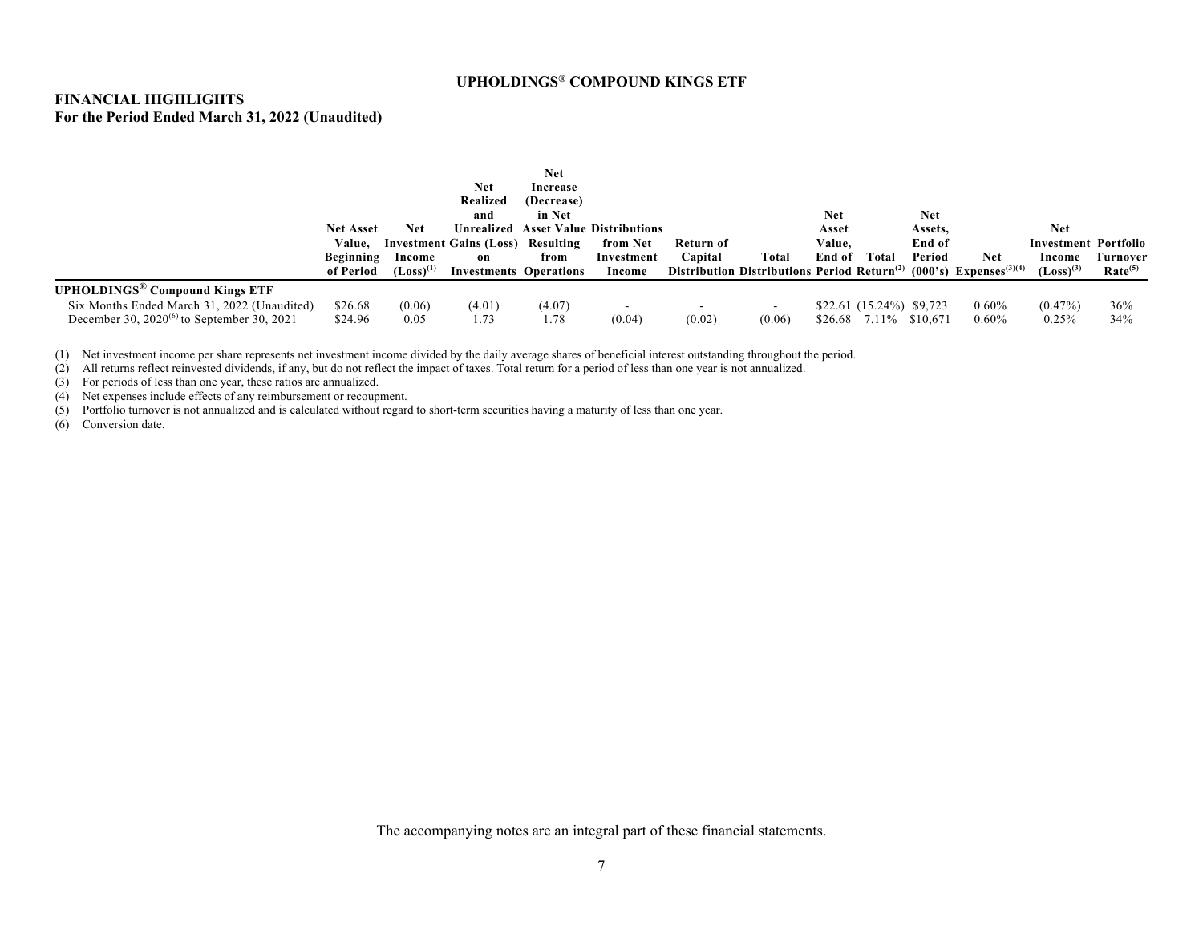**UPHOLDINGS® COMPOUND KINGS ETF**

**FINANCIAL HIGHLIGHTS**
**For the Period Ended March 31, 2022 (Unaudited)**

| | Net Asset Value, Beginning of Period | Net Investment Income (Loss)[1] | Net Realized and Unrealized Gains (Loss) on Investments | Net Increase (Decrease) in Net Asset Value Resulting from Operations | Distributions from Net Investment Income | Return of Capital Distribution | Total Distributions | Net Asset Value, End of Period | Total Return[2] | Net Assets, End of Period (000's) | Net Expenses[3][4] | Net Investment Income (Loss)[3] | Portfolio Turnover Rate[5] |
|---|---|---|---|---|---|---|---|---|---|---|---|---|---|
| **UPHOLDINGS® Compound Kings ETF** | | | | | | | | | | | | | |
| Six Months Ended March 31, 2022 (Unaudited) | $26.68 | (0.06) | (4.01) | (4.07) | - | - | - | $22.61 | (15.24%) | $9,723 | 0.60% | (0.47%) | 36% |
| December 30, 2020[6] to September 30, 2021 | $24.96 | 0.05 | 1.73 | 1.78 | (0.04) | (0.02) | (0.06) | $26.68 | 7.11% | $10,671 | 0.60% | 0.25% | 34% |

(1) Net investment income per share represents net investment income divided by the daily average shares of beneficial interest outstanding throughout the period.
(2) All returns reflect reinvested dividends, if any, but do not reflect the impact of taxes. Total return for a period of less than one year is not annualized.
(3) For periods of less than one year, these ratios are annualized.
(4) Net expenses include effects of any reimbursement or recoupment.
(5) Portfolio turnover is not annualized and is calculated without regard to short-term securities having a maturity of less than one year.
(6) Conversion date.

The accompanying notes are an integral part of these financial statements.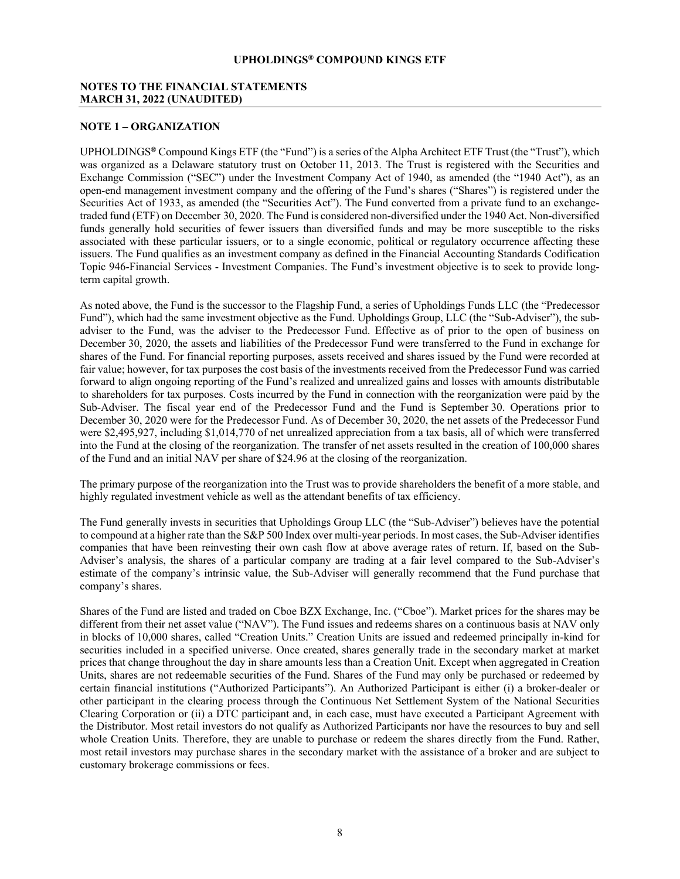# UPHOLDINGS® COMPOUND KINGS ETF

## NOTES TO THE FINANCIAL STATEMENTS
## MARCH 31, 2022 (UNAUDITED)

### NOTE 1 – ORGANIZATION

UPHOLDINGS® Compound Kings ETF (the "Fund") is a series of the Alpha Architect ETF Trust (the "Trust"), which was organized as a Delaware statutory trust on October 11, 2013. The Trust is registered with the Securities and Exchange Commission ("SEC") under the Investment Company Act of 1940, as amended (the "1940 Act"), as an open-end management investment company and the offering of the Fund's shares ("Shares") is registered under the Securities Act of 1933, as amended (the "Securities Act"). The Fund converted from a private fund to an exchange-traded fund (ETF) on December 30, 2020. The Fund is considered non-diversified under the 1940 Act. Non-diversified funds generally hold securities of fewer issuers than diversified funds and may be more susceptible to the risks associated with these particular issuers, or to a single economic, political or regulatory occurrence affecting these issuers. The Fund qualifies as an investment company as defined in the Financial Accounting Standards Codification Topic 946-Financial Services - Investment Companies. The Fund's investment objective is to seek to provide long-term capital growth.

As noted above, the Fund is the successor to the Flagship Fund, a series of Upholdings Funds LLC (the "Predecessor Fund"), which had the same investment objective as the Fund. Upholdings Group, LLC (the "Sub-Adviser"), the sub-adviser to the Fund, was the adviser to the Predecessor Fund. Effective as of prior to the open of business on December 30, 2020, the assets and liabilities of the Predecessor Fund were transferred to the Fund in exchange for shares of the Fund. For financial reporting purposes, assets received and shares issued by the Fund were recorded at fair value; however, for tax purposes the cost basis of the investments received from the Predecessor Fund was carried forward to align ongoing reporting of the Fund's realized and unrealized gains and losses with amounts distributable to shareholders for tax purposes. Costs incurred by the Fund in connection with the reorganization were paid by the Sub-Adviser. The fiscal year end of the Predecessor Fund and the Fund is September 30. Operations prior to December 30, 2020 were for the Predecessor Fund. As of December 30, 2020, the net assets of the Predecessor Fund were \$2,495,927, including \$1,014,770 of net unrealized appreciation from a tax basis, all of which were transferred into the Fund at the closing of the reorganization. The transfer of net assets resulted in the creation of 100,000 shares of the Fund and an initial NAV per share of \$24.96 at the closing of the reorganization.

The primary purpose of the reorganization into the Trust was to provide shareholders the benefit of a more stable, and highly regulated investment vehicle as well as the attendant benefits of tax efficiency.

The Fund generally invests in securities that Upholdings Group LLC (the "Sub-Adviser") believes have the potential to compound at a higher rate than the S&P 500 Index over multi-year periods. In most cases, the Sub-Adviser identifies companies that have been reinvesting their own cash flow at above average rates of return. If, based on the Sub-Adviser's analysis, the shares of a particular company are trading at a fair level compared to the Sub-Adviser's estimate of the company's intrinsic value, the Sub-Adviser will generally recommend that the Fund purchase that company's shares.

Shares of the Fund are listed and traded on Cboe BZX Exchange, Inc. ("Cboe"). Market prices for the shares may be different from their net asset value ("NAV"). The Fund issues and redeems shares on a continuous basis at NAV only in blocks of 10,000 shares, called "Creation Units." Creation Units are issued and redeemed principally in-kind for securities included in a specified universe. Once created, shares generally trade in the secondary market at market prices that change throughout the day in share amounts less than a Creation Unit. Except when aggregated in Creation Units, shares are not redeemable securities of the Fund. Shares of the Fund may only be purchased or redeemed by certain financial institutions ("Authorized Participants"). An Authorized Participant is either (i) a broker-dealer or other participant in the clearing process through the Continuous Net Settlement System of the National Securities Clearing Corporation or (ii) a DTC participant and, in each case, must have executed a Participant Agreement with the Distributor. Most retail investors do not qualify as Authorized Participants nor have the resources to buy and sell whole Creation Units. Therefore, they are unable to purchase or redeem the shares directly from the Fund. Rather, most retail investors may purchase shares in the secondary market with the assistance of a broker and are subject to customary brokerage commissions or fees.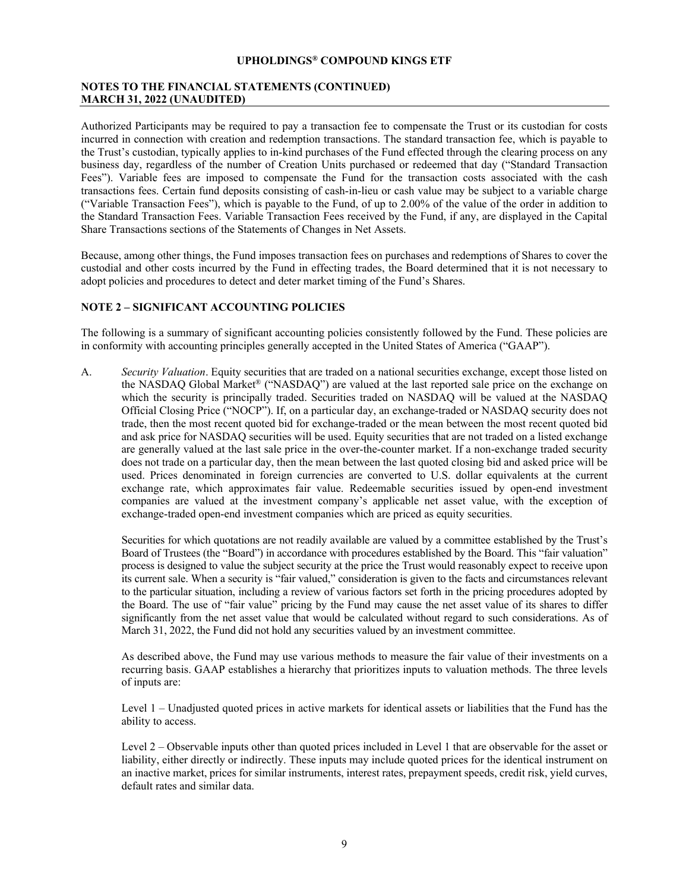Authorized Participants may be required to pay a transaction fee to compensate the Trust or its custodian for costs incurred in connection with creation and redemption transactions. The standard transaction fee, which is payable to the Trust's custodian, typically applies to in-kind purchases of the Fund effected through the clearing process on any business day, regardless of the number of Creation Units purchased or redeemed that day ("Standard Transaction Fees"). Variable fees are imposed to compensate the Fund for the transaction costs associated with the cash transactions fees. Certain fund deposits consisting of cash-in-lieu or cash value may be subject to a variable charge ("Variable Transaction Fees"), which is payable to the Fund, of up to 2.00% of the value of the order in addition to the Standard Transaction Fees. Variable Transaction Fees received by the Fund, if any, are displayed in the Capital Share Transactions sections of the Statements of Changes in Net Assets.

Because, among other things, the Fund imposes transaction fees on purchases and redemptions of Shares to cover the custodial and other costs incurred by the Fund in effecting trades, the Board determined that it is not necessary to adopt policies and procedures to detect and deter market timing of the Fund's Shares.

## NOTE 2 – SIGNIFICANT ACCOUNTING POLICIES

The following is a summary of significant accounting policies consistently followed by the Fund. These policies are in conformity with accounting principles generally accepted in the United States of America ("GAAP").

A. *Security Valuation*. Equity securities that are traded on a national securities exchange, except those listed on the NASDAQ Global Market® ("NASDAQ") are valued at the last reported sale price on the exchange on which the security is principally traded. Securities traded on NASDAQ will be valued at the NASDAQ Official Closing Price ("NOCP"). If, on a particular day, an exchange-traded or NASDAQ security does not trade, then the most recent quoted bid for exchange-traded or the mean between the most recent quoted bid and ask price for NASDAQ securities will be used. Equity securities that are not traded on a listed exchange are generally valued at the last sale price in the over-the-counter market. If a non-exchange traded security does not trade on a particular day, then the mean between the last quoted closing bid and asked price will be used. Prices denominated in foreign currencies are converted to U.S. dollar equivalents at the current exchange rate, which approximates fair value. Redeemable securities issued by open-end investment companies are valued at the investment company's applicable net asset value, with the exception of exchange-traded open-end investment companies which are priced as equity securities.

   Securities for which quotations are not readily available are valued by a committee established by the Trust's Board of Trustees (the "Board") in accordance with procedures established by the Board. This "fair valuation" process is designed to value the subject security at the price the Trust would reasonably expect to receive upon its current sale. When a security is "fair valued," consideration is given to the facts and circumstances relevant to the particular situation, including a review of various factors set forth in the pricing procedures adopted by the Board. The use of "fair value" pricing by the Fund may cause the net asset value of its shares to differ significantly from the net asset value that would be calculated without regard to such considerations. As of March 31, 2022, the Fund did not hold any securities valued by an investment committee.

   As described above, the Fund may use various methods to measure the fair value of their investments on a recurring basis. GAAP establishes a hierarchy that prioritizes inputs to valuation methods. The three levels of inputs are:

   Level 1 – Unadjusted quoted prices in active markets for identical assets or liabilities that the Fund has the ability to access.

   Level 2 – Observable inputs other than quoted prices included in Level 1 that are observable for the asset or liability, either directly or indirectly. These inputs may include quoted prices for the identical instrument on an inactive market, prices for similar instruments, interest rates, prepayment speeds, credit risk, yield curves, default rates and similar data.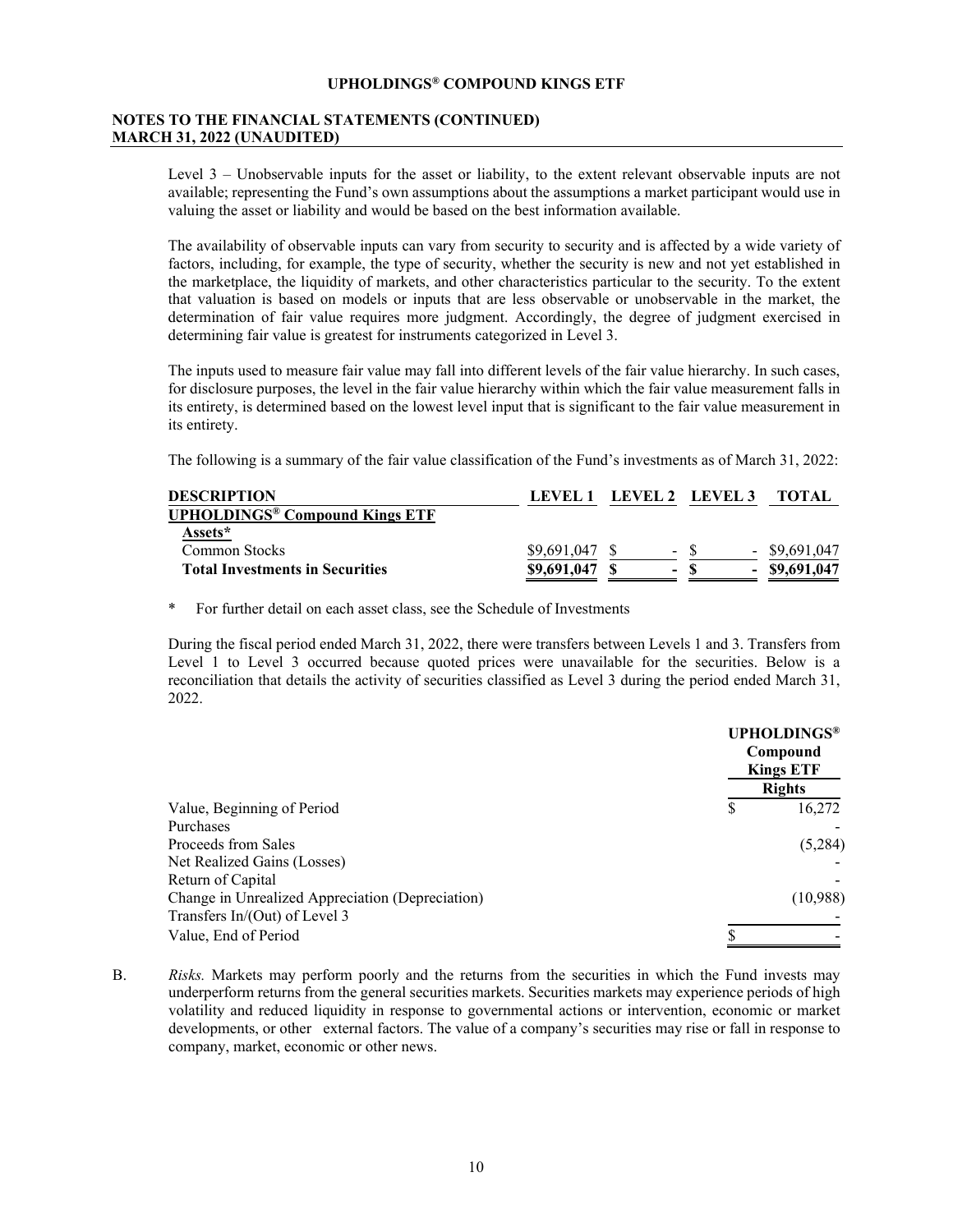Level 3 – Unobservable inputs for the asset or liability, to the extent relevant observable inputs are not available; representing the Fund's own assumptions about the assumptions a market participant would use in valuing the asset or liability and would be based on the best information available.

The availability of observable inputs can vary from security to security and is affected by a wide variety of factors, including, for example, the type of security, whether the security is new and not yet established in the marketplace, the liquidity of markets, and other characteristics particular to the security. To the extent that valuation is based on models or inputs that are less observable or unobservable in the market, the determination of fair value requires more judgment. Accordingly, the degree of judgment exercised in determining fair value is greatest for instruments categorized in Level 3.

The inputs used to measure fair value may fall into different levels of the fair value hierarchy. In such cases, for disclosure purposes, the level in the fair value hierarchy within which the fair value measurement falls in its entirety, is determined based on the lowest level input that is significant to the fair value measurement in its entirety.

The following is a summary of the fair value classification of the Fund's investments as of March 31, 2022:

| DESCRIPTION | LEVEL 1 | LEVEL 2 | LEVEL 3 | TOTAL |
|---|---|---|---|---|
| **UPHOLDINGS® Compound Kings ETF** | | | | |
| **Assets*** | | | | |
| Common Stocks | $9,691,047 | $ - | $ - | $9,691,047 |
| **Total Investments in Securities** | **$9,691,047** | **$ -** | **$ -** | **$9,691,047** |

\* For further detail on each asset class, see the Schedule of Investments

During the fiscal period ended March 31, 2022, there were transfers between Levels 1 and 3. Transfers from Level 1 to Level 3 occurred because quoted prices were unavailable for the securities. Below is a reconciliation that details the activity of securities classified as Level 3 during the period ended March 31, 2022.

| | UPHOLDINGS® Compound Kings ETF |
|---|---|
| | **Rights** |
| Value, Beginning of Period | $ 16,272 |
| Purchases | - |
| Proceeds from Sales | (5,284) |
| Net Realized Gains (Losses) | - |
| Return of Capital | - |
| Change in Unrealized Appreciation (Depreciation) | (10,988) |
| Transfers In/(Out) of Level 3 | - |
| Value, End of Period | $ - |

B. *Risks.* Markets may perform poorly and the returns from the securities in which the Fund invests may underperform returns from the general securities markets. Securities markets may experience periods of high volatility and reduced liquidity in response to governmental actions or intervention, economic or market developments, or other external factors. The value of a company's securities may rise or fall in response to company, market, economic or other news.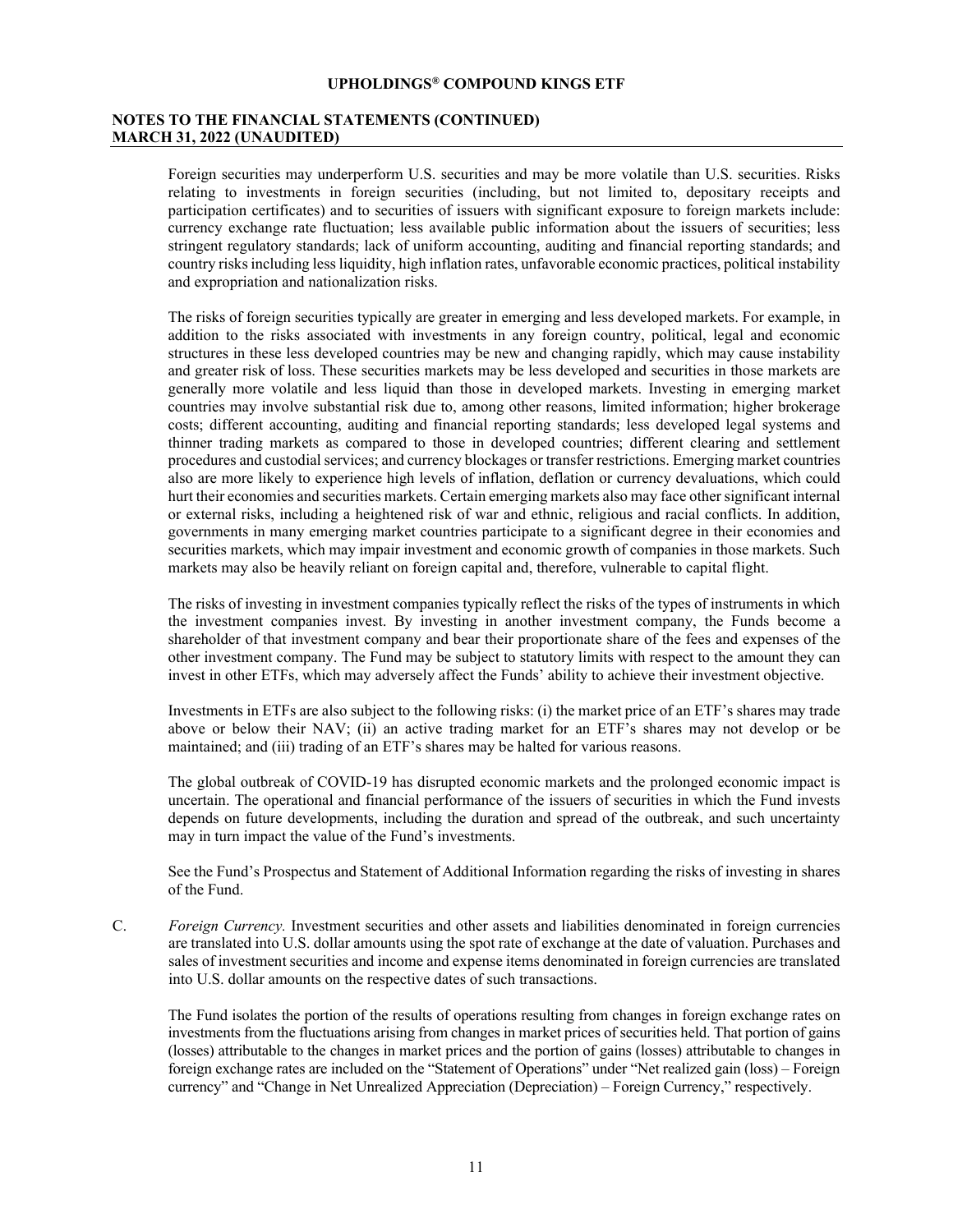Foreign securities may underperform U.S. securities and may be more volatile than U.S. securities. Risks relating to investments in foreign securities (including, but not limited to, depositary receipts and participation certificates) and to securities of issuers with significant exposure to foreign markets include: currency exchange rate fluctuation; less available public information about the issuers of securities; less stringent regulatory standards; lack of uniform accounting, auditing and financial reporting standards; and country risks including less liquidity, high inflation rates, unfavorable economic practices, political instability and expropriation and nationalization risks.

The risks of foreign securities typically are greater in emerging and less developed markets. For example, in addition to the risks associated with investments in any foreign country, political, legal and economic structures in these less developed countries may be new and changing rapidly, which may cause instability and greater risk of loss. These securities markets may be less developed and securities in those markets are generally more volatile and less liquid than those in developed markets. Investing in emerging market countries may involve substantial risk due to, among other reasons, limited information; higher brokerage costs; different accounting, auditing and financial reporting standards; less developed legal systems and thinner trading markets as compared to those in developed countries; different clearing and settlement procedures and custodial services; and currency blockages or transfer restrictions. Emerging market countries also are more likely to experience high levels of inflation, deflation or currency devaluations, which could hurt their economies and securities markets. Certain emerging markets also may face other significant internal or external risks, including a heightened risk of war and ethnic, religious and racial conflicts. In addition, governments in many emerging market countries participate to a significant degree in their economies and securities markets, which may impair investment and economic growth of companies in those markets. Such markets may also be heavily reliant on foreign capital and, therefore, vulnerable to capital flight.

The risks of investing in investment companies typically reflect the risks of the types of instruments in which the investment companies invest. By investing in another investment company, the Funds become a shareholder of that investment company and bear their proportionate share of the fees and expenses of the other investment company. The Fund may be subject to statutory limits with respect to the amount they can invest in other ETFs, which may adversely affect the Funds' ability to achieve their investment objective.

Investments in ETFs are also subject to the following risks: (i) the market price of an ETF's shares may trade above or below their NAV; (ii) an active trading market for an ETF's shares may not develop or be maintained; and (iii) trading of an ETF's shares may be halted for various reasons.

The global outbreak of COVID-19 has disrupted economic markets and the prolonged economic impact is uncertain. The operational and financial performance of the issuers of securities in which the Fund invests depends on future developments, including the duration and spread of the outbreak, and such uncertainty may in turn impact the value of the Fund's investments.

See the Fund's Prospectus and Statement of Additional Information regarding the risks of investing in shares of the Fund.

C. *Foreign Currency.* Investment securities and other assets and liabilities denominated in foreign currencies are translated into U.S. dollar amounts using the spot rate of exchange at the date of valuation. Purchases and sales of investment securities and income and expense items denominated in foreign currencies are translated into U.S. dollar amounts on the respective dates of such transactions.

The Fund isolates the portion of the results of operations resulting from changes in foreign exchange rates on investments from the fluctuations arising from changes in market prices of securities held. That portion of gains (losses) attributable to the changes in market prices and the portion of gains (losses) attributable to changes in foreign exchange rates are included on the "Statement of Operations" under "Net realized gain (loss) – Foreign currency" and "Change in Net Unrealized Appreciation (Depreciation) – Foreign Currency," respectively.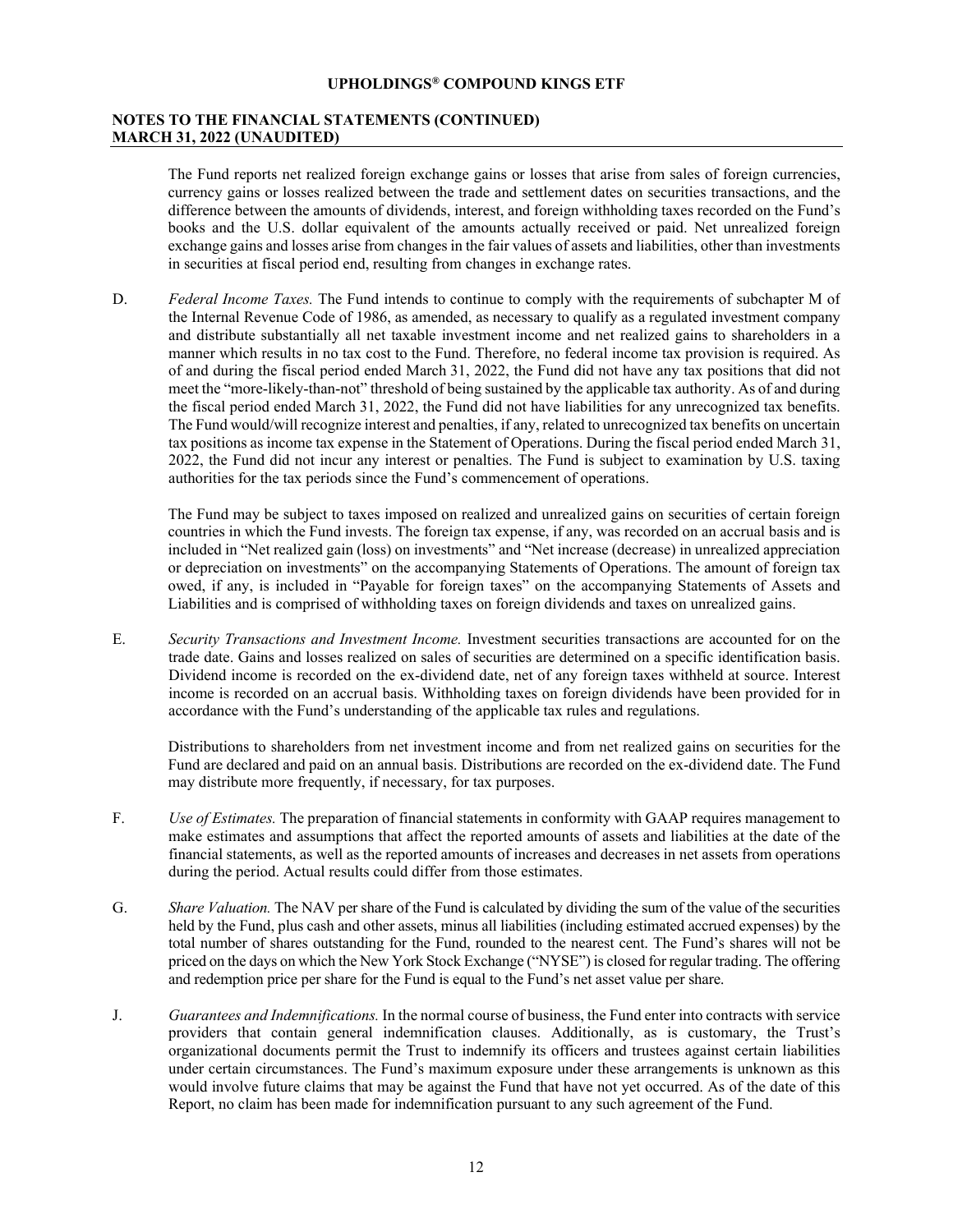The Fund reports net realized foreign exchange gains or losses that arise from sales of foreign currencies, currency gains or losses realized between the trade and settlement dates on securities transactions, and the difference between the amounts of dividends, interest, and foreign withholding taxes recorded on the Fund's books and the U.S. dollar equivalent of the amounts actually received or paid. Net unrealized foreign exchange gains and losses arise from changes in the fair values of assets and liabilities, other than investments in securities at fiscal period end, resulting from changes in exchange rates.

D. *Federal Income Taxes.* The Fund intends to continue to comply with the requirements of subchapter M of the Internal Revenue Code of 1986, as amended, as necessary to qualify as a regulated investment company and distribute substantially all net taxable investment income and net realized gains to shareholders in a manner which results in no tax cost to the Fund. Therefore, no federal income tax provision is required. As of and during the fiscal period ended March 31, 2022, the Fund did not have any tax positions that did not meet the "more-likely-than-not" threshold of being sustained by the applicable tax authority. As of and during the fiscal period ended March 31, 2022, the Fund did not have liabilities for any unrecognized tax benefits. The Fund would/will recognize interest and penalties, if any, related to unrecognized tax benefits on uncertain tax positions as income tax expense in the Statement of Operations. During the fiscal period ended March 31, 2022, the Fund did not incur any interest or penalties. The Fund is subject to examination by U.S. taxing authorities for the tax periods since the Fund's commencement of operations.

The Fund may be subject to taxes imposed on realized and unrealized gains on securities of certain foreign countries in which the Fund invests. The foreign tax expense, if any, was recorded on an accrual basis and is included in "Net realized gain (loss) on investments" and "Net increase (decrease) in unrealized appreciation or depreciation on investments" on the accompanying Statements of Operations. The amount of foreign tax owed, if any, is included in "Payable for foreign taxes" on the accompanying Statements of Assets and Liabilities and is comprised of withholding taxes on foreign dividends and taxes on unrealized gains.

E. *Security Transactions and Investment Income.* Investment securities transactions are accounted for on the trade date. Gains and losses realized on sales of securities are determined on a specific identification basis. Dividend income is recorded on the ex-dividend date, net of any foreign taxes withheld at source. Interest income is recorded on an accrual basis. Withholding taxes on foreign dividends have been provided for in accordance with the Fund's understanding of the applicable tax rules and regulations.

Distributions to shareholders from net investment income and from net realized gains on securities for the Fund are declared and paid on an annual basis. Distributions are recorded on the ex-dividend date. The Fund may distribute more frequently, if necessary, for tax purposes.

F. *Use of Estimates.* The preparation of financial statements in conformity with GAAP requires management to make estimates and assumptions that affect the reported amounts of assets and liabilities at the date of the financial statements, as well as the reported amounts of increases and decreases in net assets from operations during the period. Actual results could differ from those estimates.

G. *Share Valuation.* The NAV per share of the Fund is calculated by dividing the sum of the value of the securities held by the Fund, plus cash and other assets, minus all liabilities (including estimated accrued expenses) by the total number of shares outstanding for the Fund, rounded to the nearest cent. The Fund's shares will not be priced on the days on which the New York Stock Exchange ("NYSE") is closed for regular trading. The offering and redemption price per share for the Fund is equal to the Fund's net asset value per share.

J. *Guarantees and Indemnifications.* In the normal course of business, the Fund enter into contracts with service providers that contain general indemnification clauses. Additionally, as is customary, the Trust's organizational documents permit the Trust to indemnify its officers and trustees against certain liabilities under certain circumstances. The Fund's maximum exposure under these arrangements is unknown as this would involve future claims that may be against the Fund that have not yet occurred. As of the date of this Report, no claim has been made for indemnification pursuant to any such agreement of the Fund.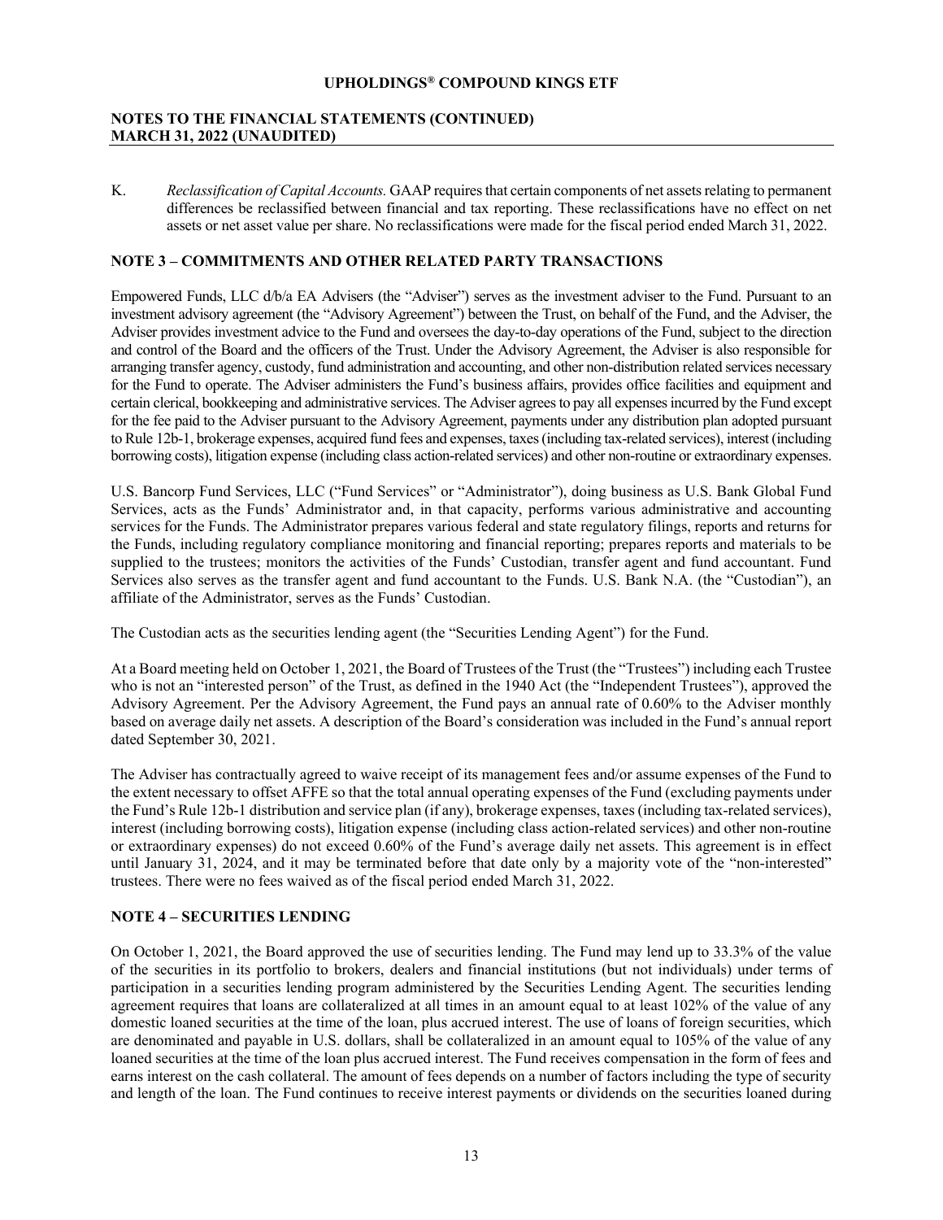K. *Reclassification of Capital Accounts.* GAAP requires that certain components of net assets relating to permanent differences be reclassified between financial and tax reporting. These reclassifications have no effect on net assets or net asset value per share. No reclassifications were made for the fiscal period ended March 31, 2022.

## NOTE 3 – COMMITMENTS AND OTHER RELATED PARTY TRANSACTIONS

Empowered Funds, LLC d/b/a EA Advisers (the "Adviser") serves as the investment adviser to the Fund. Pursuant to an investment advisory agreement (the "Advisory Agreement") between the Trust, on behalf of the Fund, and the Adviser, the Adviser provides investment advice to the Fund and oversees the day-to-day operations of the Fund, subject to the direction and control of the Board and the officers of the Trust. Under the Advisory Agreement, the Adviser is also responsible for arranging transfer agency, custody, fund administration and accounting, and other non-distribution related services necessary for the Fund to operate. The Adviser administers the Fund's business affairs, provides office facilities and equipment and certain clerical, bookkeeping and administrative services. The Adviser agrees to pay all expenses incurred by the Fund except for the fee paid to the Adviser pursuant to the Advisory Agreement, payments under any distribution plan adopted pursuant to Rule 12b-1, brokerage expenses, acquired fund fees and expenses, taxes (including tax-related services), interest (including borrowing costs), litigation expense (including class action-related services) and other non-routine or extraordinary expenses.

U.S. Bancorp Fund Services, LLC ("Fund Services" or "Administrator"), doing business as U.S. Bank Global Fund Services, acts as the Funds' Administrator and, in that capacity, performs various administrative and accounting services for the Funds. The Administrator prepares various federal and state regulatory filings, reports and returns for the Funds, including regulatory compliance monitoring and financial reporting; prepares reports and materials to be supplied to the trustees; monitors the activities of the Funds' Custodian, transfer agent and fund accountant. Fund Services also serves as the transfer agent and fund accountant to the Funds. U.S. Bank N.A. (the "Custodian"), an affiliate of the Administrator, serves as the Funds' Custodian.

The Custodian acts as the securities lending agent (the "Securities Lending Agent") for the Fund.

At a Board meeting held on October 1, 2021, the Board of Trustees of the Trust (the "Trustees") including each Trustee who is not an "interested person" of the Trust, as defined in the 1940 Act (the "Independent Trustees"), approved the Advisory Agreement. Per the Advisory Agreement, the Fund pays an annual rate of 0.60% to the Adviser monthly based on average daily net assets. A description of the Board's consideration was included in the Fund's annual report dated September 30, 2021.

The Adviser has contractually agreed to waive receipt of its management fees and/or assume expenses of the Fund to the extent necessary to offset AFFE so that the total annual operating expenses of the Fund (excluding payments under the Fund's Rule 12b-1 distribution and service plan (if any), brokerage expenses, taxes (including tax-related services), interest (including borrowing costs), litigation expense (including class action-related services) and other non-routine or extraordinary expenses) do not exceed 0.60% of the Fund's average daily net assets. This agreement is in effect until January 31, 2024, and it may be terminated before that date only by a majority vote of the "non-interested" trustees. There were no fees waived as of the fiscal period ended March 31, 2022.

## NOTE 4 – SECURITIES LENDING

On October 1, 2021, the Board approved the use of securities lending. The Fund may lend up to 33.3% of the value of the securities in its portfolio to brokers, dealers and financial institutions (but not individuals) under terms of participation in a securities lending program administered by the Securities Lending Agent. The securities lending agreement requires that loans are collateralized at all times in an amount equal to at least 102% of the value of any domestic loaned securities at the time of the loan, plus accrued interest. The use of loans of foreign securities, which are denominated and payable in U.S. dollars, shall be collateralized in an amount equal to 105% of the value of any loaned securities at the time of the loan plus accrued interest. The Fund receives compensation in the form of fees and earns interest on the cash collateral. The amount of fees depends on a number of factors including the type of security and length of the loan. The Fund continues to receive interest payments or dividends on the securities loaned during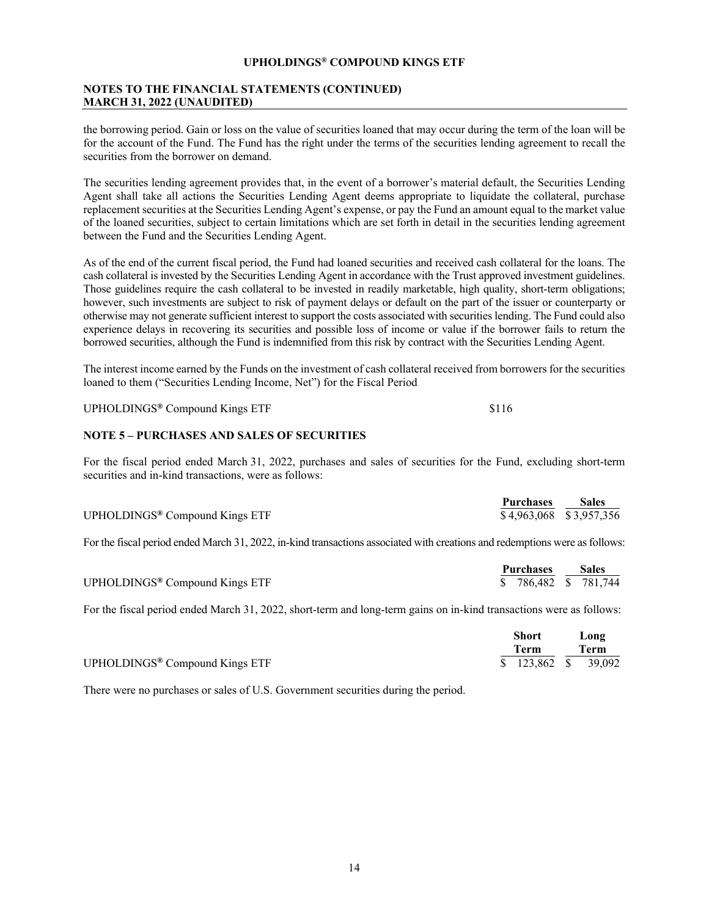the borrowing period. Gain or loss on the value of securities loaned that may occur during the term of the loan will be for the account of the Fund. The Fund has the right under the terms of the securities lending agreement to recall the securities from the borrower on demand.

The securities lending agreement provides that, in the event of a borrower's material default, the Securities Lending Agent shall take all actions the Securities Lending Agent deems appropriate to liquidate the collateral, purchase replacement securities at the Securities Lending Agent's expense, or pay the Fund an amount equal to the market value of the loaned securities, subject to certain limitations which are set forth in detail in the securities lending agreement between the Fund and the Securities Lending Agent.

As of the end of the current fiscal period, the Fund had loaned securities and received cash collateral for the loans. The cash collateral is invested by the Securities Lending Agent in accordance with the Trust approved investment guidelines. Those guidelines require the cash collateral to be invested in readily marketable, high quality, short-term obligations; however, such investments are subject to risk of payment delays or default on the part of the issuer or counterparty or otherwise may not generate sufficient interest to support the costs associated with securities lending. The Fund could also experience delays in recovering its securities and possible loss of income or value if the borrower fails to return the borrowed securities, although the Fund is indemnified from this risk by contract with the Securities Lending Agent.

The interest income earned by the Funds on the investment of cash collateral received from borrowers for the securities loaned to them ("Securities Lending Income, Net") for the Fiscal Period

| | |
|---|---|
| UPHOLDINGS® Compound Kings ETF | $116 |

## NOTE 5 – PURCHASES AND SALES OF SECURITIES

For the fiscal period ended March 31, 2022, purchases and sales of securities for the Fund, excluding short-term securities and in-kind transactions, were as follows:

| | Purchases | Sales |
|---|---|---|
| UPHOLDINGS® Compound Kings ETF | $4,963,068 | $3,957,356 |

For the fiscal period ended March 31, 2022, in-kind transactions associated with creations and redemptions were as follows:

| | Purchases | Sales |
|---|---|---|
| UPHOLDINGS® Compound Kings ETF | $ 786,482 | $ 781,744 |

For the fiscal period ended March 31, 2022, short-term and long-term gains on in-kind transactions were as follows:

| | Short Term | Long Term |
|---|---|---|
| UPHOLDINGS® Compound Kings ETF | $ 123,862 | $ 39,092 |

There were no purchases or sales of U.S. Government securities during the period.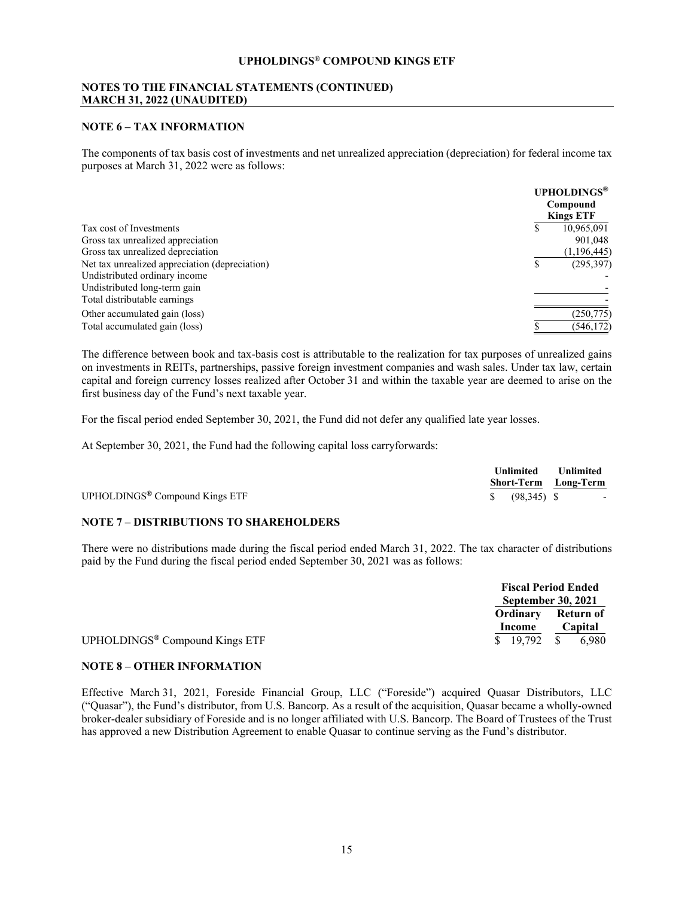# UPHOLDINGS® COMPOUND KINGS ETF

## NOTES TO THE FINANCIAL STATEMENTS (CONTINUED)
## MARCH 31, 2022 (UNAUDITED)

### NOTE 6 – TAX INFORMATION

The components of tax basis cost of investments and net unrealized appreciation (depreciation) for federal income tax purposes at March 31, 2022 were as follows:

| | UPHOLDINGS® Compound Kings ETF |
|---|---|
| Tax cost of Investments | $ 10,965,091 |
| Gross tax unrealized appreciation | 901,048 |
| Gross tax unrealized depreciation | (1,196,445) |
| Net tax unrealized appreciation (depreciation) | $ (295,397) |
| Undistributed ordinary income | - |
| Undistributed long-term gain | - |
| Total distributable earnings | - |
| Other accumulated gain (loss) | (250,775) |
| Total accumulated gain (loss) | $ (546,172) |

The difference between book and tax-basis cost is attributable to the realization for tax purposes of unrealized gains on investments in REITs, partnerships, passive foreign investment companies and wash sales. Under tax law, certain capital and foreign currency losses realized after October 31 and within the taxable year are deemed to arise on the first business day of the Fund's next taxable year.

For the fiscal period ended September 30, 2021, the Fund did not defer any qualified late year losses.

At September 30, 2021, the Fund had the following capital loss carryforwards:

| | Unlimited Short-Term | Unlimited Long-Term |
|---|---|---|
| UPHOLDINGS® Compound Kings ETF | $ (98,345) | $ - |

### NOTE 7 – DISTRIBUTIONS TO SHAREHOLDERS

There were no distributions made during the fiscal period ended March 31, 2022. The tax character of distributions paid by the Fund during the fiscal period ended September 30, 2021 was as follows:

| | Fiscal Period Ended September 30, 2021 | |
|---|---|---|
| | Ordinary Income | Return of Capital |
| UPHOLDINGS® Compound Kings ETF | $ 19,792 | $ 6,980 |

### NOTE 8 – OTHER INFORMATION

Effective March 31, 2021, Foreside Financial Group, LLC ("Foreside") acquired Quasar Distributors, LLC ("Quasar"), the Fund's distributor, from U.S. Bancorp. As a result of the acquisition, Quasar became a wholly-owned broker-dealer subsidiary of Foreside and is no longer affiliated with U.S. Bancorp. The Board of Trustees of the Trust has approved a new Distribution Agreement to enable Quasar to continue serving as the Fund's distributor.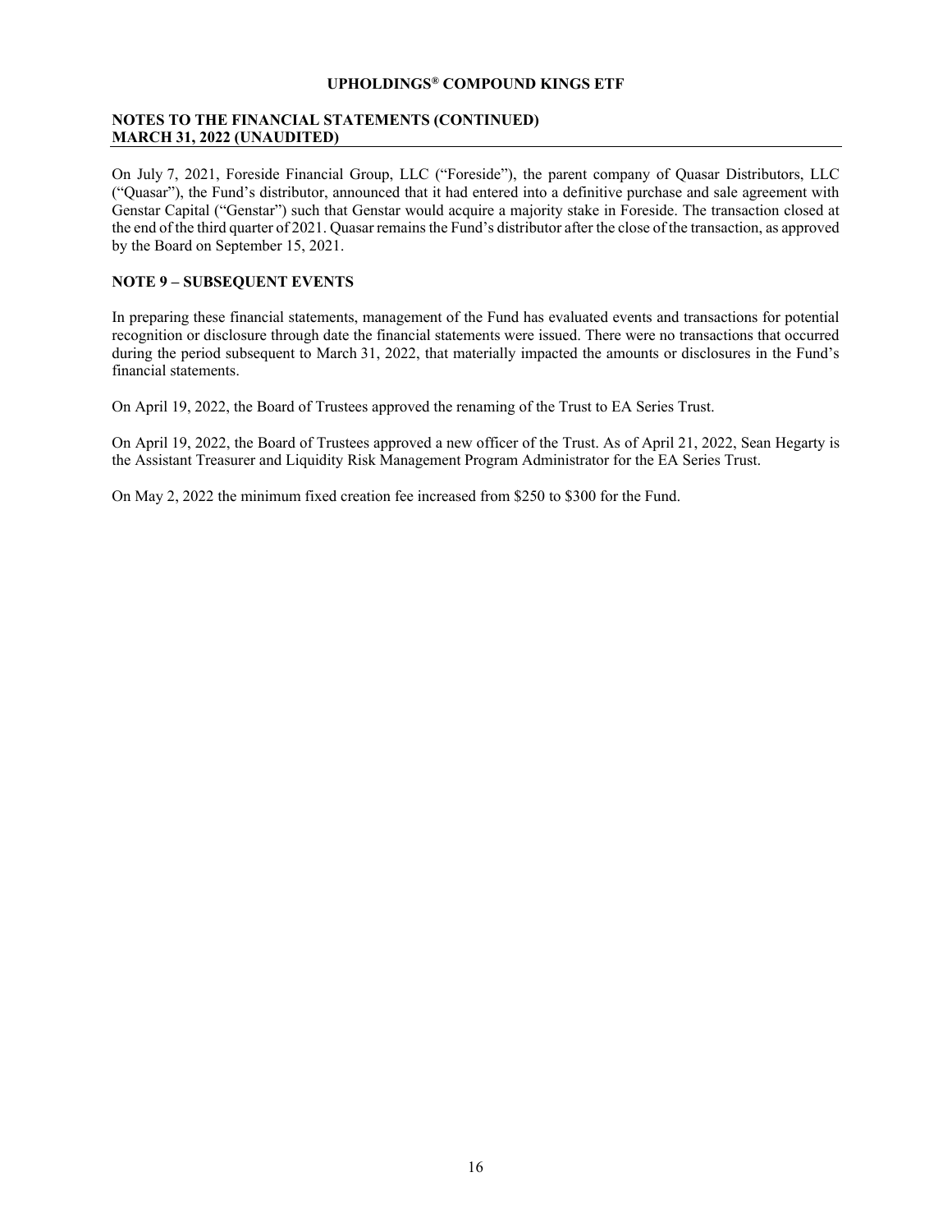On July 7, 2021, Foreside Financial Group, LLC ("Foreside"), the parent company of Quasar Distributors, LLC ("Quasar"), the Fund's distributor, announced that it had entered into a definitive purchase and sale agreement with Genstar Capital ("Genstar") such that Genstar would acquire a majority stake in Foreside. The transaction closed at the end of the third quarter of 2021. Quasar remains the Fund's distributor after the close of the transaction, as approved by the Board on September 15, 2021.

## NOTE 9 – SUBSEQUENT EVENTS

In preparing these financial statements, management of the Fund has evaluated events and transactions for potential recognition or disclosure through date the financial statements were issued. There were no transactions that occurred during the period subsequent to March 31, 2022, that materially impacted the amounts or disclosures in the Fund's financial statements.

On April 19, 2022, the Board of Trustees approved the renaming of the Trust to EA Series Trust.

On April 19, 2022, the Board of Trustees approved a new officer of the Trust. As of April 21, 2022, Sean Hegarty is the Assistant Treasurer and Liquidity Risk Management Program Administrator for the EA Series Trust.

On May 2, 2022 the minimum fixed creation fee increased from $250 to $300 for the Fund.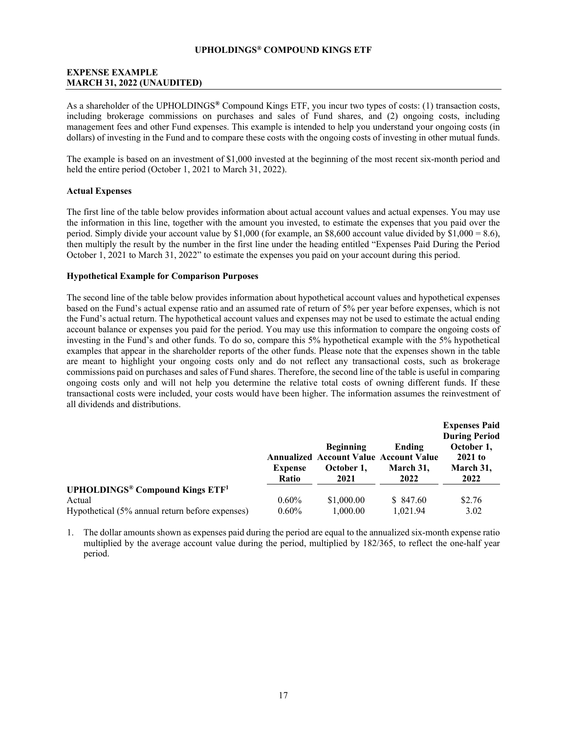# UPHOLDINGS® COMPOUND KINGS ETF

## EXPENSE EXAMPLE
## MARCH 31, 2022 (UNAUDITED)

As a shareholder of the UPHOLDINGS® Compound Kings ETF, you incur two types of costs: (1) transaction costs, including brokerage commissions on purchases and sales of Fund shares, and (2) ongoing costs, including management fees and other Fund expenses. This example is intended to help you understand your ongoing costs (in dollars) of investing in the Fund and to compare these costs with the ongoing costs of investing in other mutual funds.

The example is based on an investment of $1,000 invested at the beginning of the most recent six-month period and held the entire period (October 1, 2021 to March 31, 2022).

**Actual Expenses**

The first line of the table below provides information about actual account values and actual expenses. You may use the information in this line, together with the amount you invested, to estimate the expenses that you paid over the period. Simply divide your account value by $1,000 (for example, an $8,600 account value divided by $1,000 = 8.6), then multiply the result by the number in the first line under the heading entitled "Expenses Paid During the Period October 1, 2021 to March 31, 2022" to estimate the expenses you paid on your account during this period.

**Hypothetical Example for Comparison Purposes**

The second line of the table below provides information about hypothetical account values and hypothetical expenses based on the Fund's actual expense ratio and an assumed rate of return of 5% per year before expenses, which is not the Fund's actual return. The hypothetical account values and expenses may not be used to estimate the actual ending account balance or expenses you paid for the period. You may use this information to compare the ongoing costs of investing in the Fund's and other funds. To do so, compare this 5% hypothetical example with the 5% hypothetical examples that appear in the shareholder reports of the other funds. Please note that the expenses shown in the table are meant to highlight your ongoing costs only and do not reflect any transactional costs, such as brokerage commissions paid on purchases and sales of Fund shares. Therefore, the second line of the table is useful in comparing ongoing costs only and will not help you determine the relative total costs of owning different funds. If these transactional costs were included, your costs would have been higher. The information assumes the reinvestment of all dividends and distributions.

| | Annualized Expense Ratio | Beginning Account Value October 1, 2021 | Ending Account Value March 31, 2022 | Expenses Paid During Period October 1, 2021 to March 31, 2022 |
|---|---|---|---|---|
| **UPHOLDINGS® Compound Kings ETF[1]** | | | | |
| Actual | 0.60% | $1,000.00 | $ 847.60 | $2.76 |
| Hypothetical (5% annual return before expenses) | 0.60% | 1,000.00 | 1,021.94 | 3.02 |

1. The dollar amounts shown as expenses paid during the period are equal to the annualized six-month expense ratio multiplied by the average account value during the period, multiplied by 182/365, to reflect the one-half year period.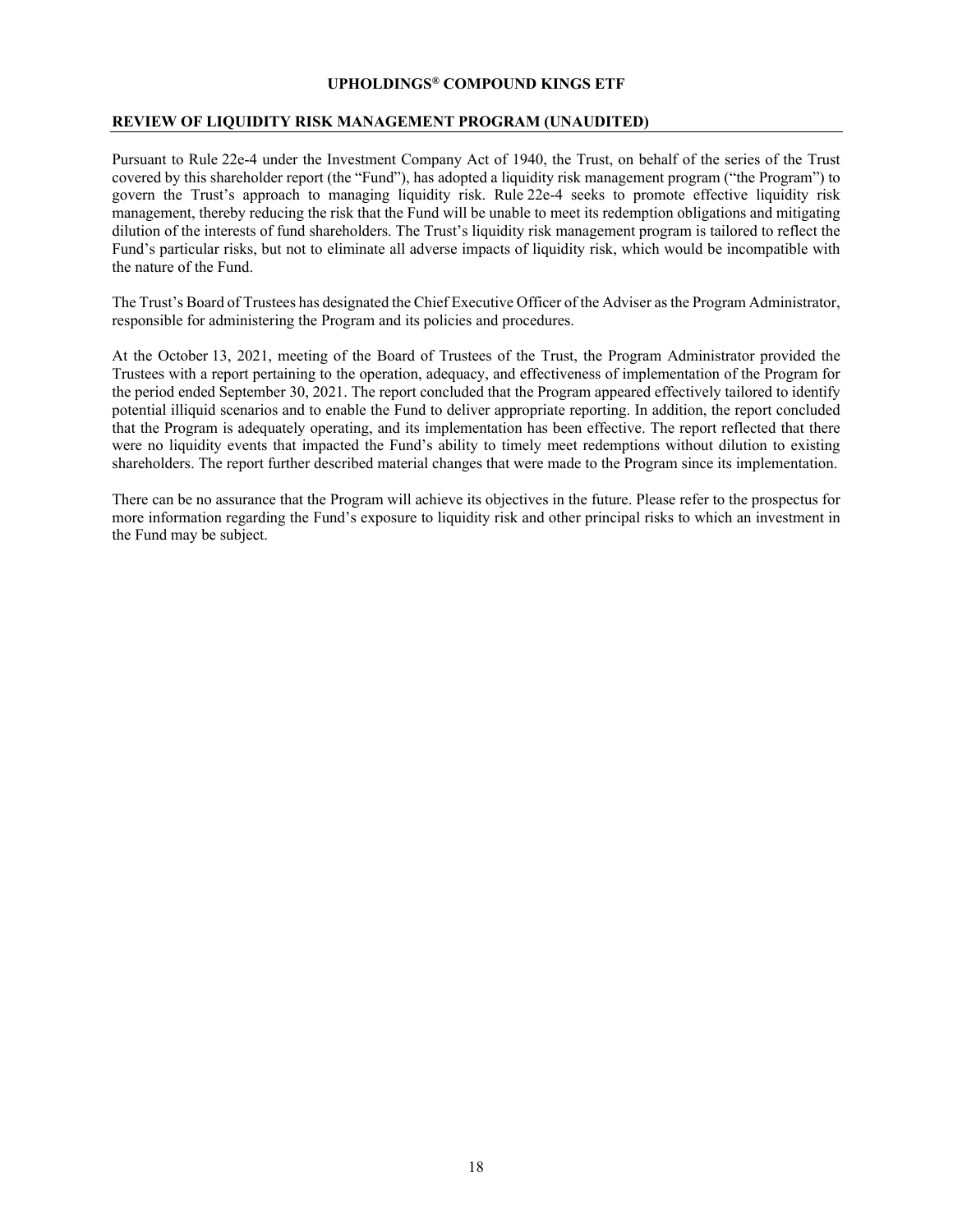**UPHOLDINGS® COMPOUND KINGS ETF**

## REVIEW OF LIQUIDITY RISK MANAGEMENT PROGRAM (UNAUDITED)

Pursuant to Rule 22e-4 under the Investment Company Act of 1940, the Trust, on behalf of the series of the Trust covered by this shareholder report (the "Fund"), has adopted a liquidity risk management program ("the Program") to govern the Trust's approach to managing liquidity risk. Rule 22e-4 seeks to promote effective liquidity risk management, thereby reducing the risk that the Fund will be unable to meet its redemption obligations and mitigating dilution of the interests of fund shareholders. The Trust's liquidity risk management program is tailored to reflect the Fund's particular risks, but not to eliminate all adverse impacts of liquidity risk, which would be incompatible with the nature of the Fund.

The Trust's Board of Trustees has designated the Chief Executive Officer of the Adviser as the Program Administrator, responsible for administering the Program and its policies and procedures.

At the October 13, 2021, meeting of the Board of Trustees of the Trust, the Program Administrator provided the Trustees with a report pertaining to the operation, adequacy, and effectiveness of implementation of the Program for the period ended September 30, 2021. The report concluded that the Program appeared effectively tailored to identify potential illiquid scenarios and to enable the Fund to deliver appropriate reporting. In addition, the report concluded that the Program is adequately operating, and its implementation has been effective. The report reflected that there were no liquidity events that impacted the Fund's ability to timely meet redemptions without dilution to existing shareholders. The report further described material changes that were made to the Program since its implementation.

There can be no assurance that the Program will achieve its objectives in the future. Please refer to the prospectus for more information regarding the Fund's exposure to liquidity risk and other principal risks to which an investment in the Fund may be subject.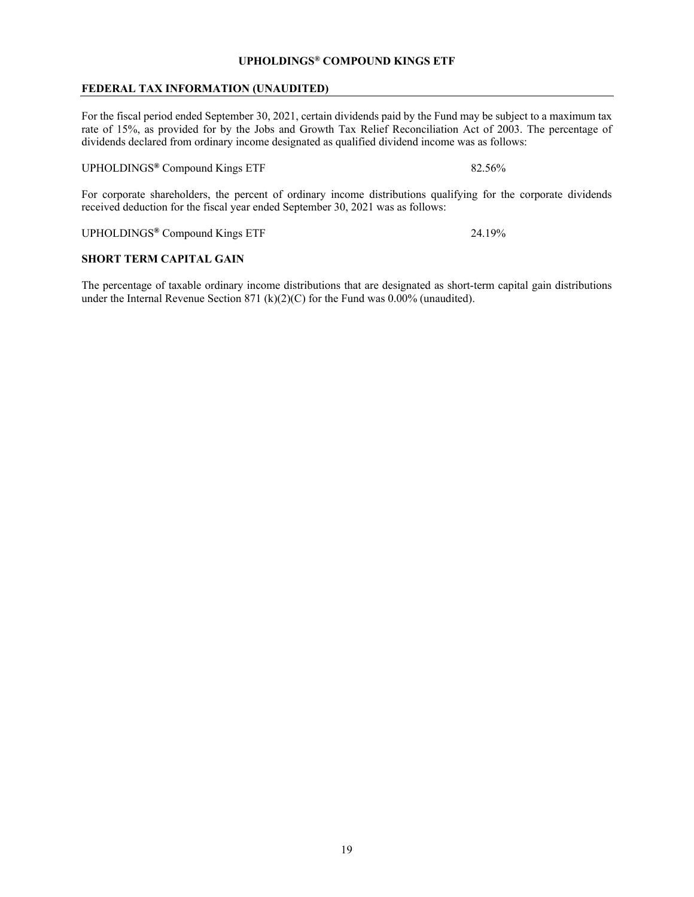## UPHOLDINGS® COMPOUND KINGS ETF

### FEDERAL TAX INFORMATION (UNAUDITED)

For the fiscal period ended September 30, 2021, certain dividends paid by the Fund may be subject to a maximum tax rate of 15%, as provided for by the Jobs and Growth Tax Relief Reconciliation Act of 2003. The percentage of dividends declared from ordinary income designated as qualified dividend income was as follows:

| | |
|---|---|
| UPHOLDINGS® Compound Kings ETF | 82.56% |

For corporate shareholders, the percent of ordinary income distributions qualifying for the corporate dividends received deduction for the fiscal year ended September 30, 2021 was as follows:

| | |
|---|---|
| UPHOLDINGS® Compound Kings ETF | 24.19% |

### SHORT TERM CAPITAL GAIN

The percentage of taxable ordinary income distributions that are designated as short-term capital gain distributions under the Internal Revenue Section 871 (k)(2)(C) for the Fund was 0.00% (unaudited).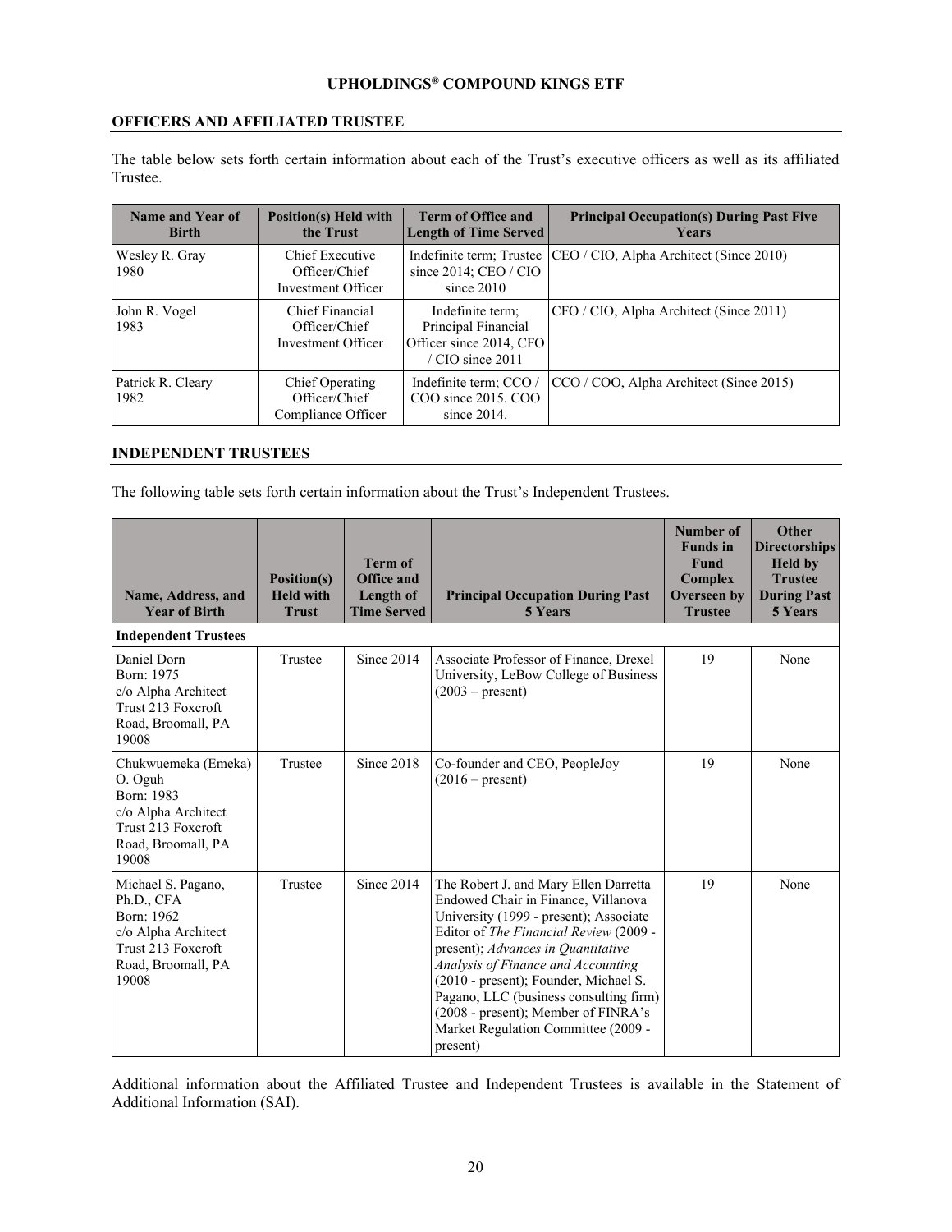**UPHOLDINGS® COMPOUND KINGS ETF**

## OFFICERS AND AFFILIATED TRUSTEE

The table below sets forth certain information about each of the Trust's executive officers as well as its affiliated Trustee.

| Name and Year of Birth | Position(s) Held with the Trust | Term of Office and Length of Time Served | Principal Occupation(s) During Past Five Years |
|---|---|---|---|
| Wesley R. Gray 1980 | Chief Executive Officer/Chief Investment Officer | Indefinite term; Trustee since 2014; CEO / CIO since 2010 | CEO / CIO, Alpha Architect (Since 2010) |
| John R. Vogel 1983 | Chief Financial Officer/Chief Investment Officer | Indefinite term; Principal Financial Officer since 2014, CFO / CIO since 2011 | CFO / CIO, Alpha Architect (Since 2011) |
| Patrick R. Cleary 1982 | Chief Operating Officer/Chief Compliance Officer | Indefinite term; CCO / COO since 2015. COO since 2014. | CCO / COO, Alpha Architect (Since 2015) |

## INDEPENDENT TRUSTEES

The following table sets forth certain information about the Trust's Independent Trustees.

| Name, Address, and Year of Birth | Position(s) Held with Trust | Term of Office and Length of Time Served | Principal Occupation During Past 5 Years | Number of Funds in Fund Complex Overseen by Trustee | Other Directorships Held by Trustee During Past 5 Years |
|---|---|---|---|---|---|
| **Independent Trustees** | | | | | |
| Daniel Dorn Born: 1975 c/o Alpha Architect Trust 213 Foxcroft Road, Broomall, PA 19008 | Trustee | Since 2014 | Associate Professor of Finance, Drexel University, LeBow College of Business (2003 – present) | 19 | None |
| Chukwuemeka (Emeka) O. Oguh Born: 1983 c/o Alpha Architect Trust 213 Foxcroft Road, Broomall, PA 19008 | Trustee | Since 2018 | Co-founder and CEO, PeopleJoy (2016 – present) | 19 | None |
| Michael S. Pagano, Ph.D., CFA Born: 1962 c/o Alpha Architect Trust 213 Foxcroft Road, Broomall, PA 19008 | Trustee | Since 2014 | The Robert J. and Mary Ellen Darretta Endowed Chair in Finance, Villanova University (1999 - present); Associate Editor of *The Financial Review* (2009 - present); *Advances in Quantitative Analysis of Finance and Accounting* (2010 - present); Founder, Michael S. Pagano, LLC (business consulting firm) (2008 - present); Member of FINRA's Market Regulation Committee (2009 - present) | 19 | None |

Additional information about the Affiliated Trustee and Independent Trustees is available in the Statement of Additional Information (SAI).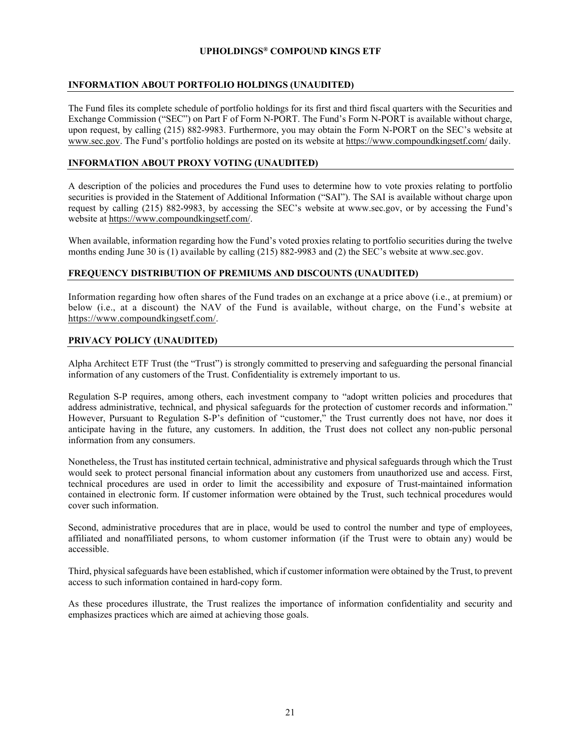# UPHOLDINGS® COMPOUND KINGS ETF

## INFORMATION ABOUT PORTFOLIO HOLDINGS (UNAUDITED)

The Fund files its complete schedule of portfolio holdings for its first and third fiscal quarters with the Securities and Exchange Commission ("SEC") on Part F of Form N-PORT. The Fund's Form N-PORT is available without charge, upon request, by calling (215) 882-9983. Furthermore, you may obtain the Form N-PORT on the SEC's website at www.sec.gov. The Fund's portfolio holdings are posted on its website at https://www.compoundkingsetf.com/ daily.

## INFORMATION ABOUT PROXY VOTING (UNAUDITED)

A description of the policies and procedures the Fund uses to determine how to vote proxies relating to portfolio securities is provided in the Statement of Additional Information ("SAI"). The SAI is available without charge upon request by calling (215) 882-9983, by accessing the SEC's website at www.sec.gov, or by accessing the Fund's website at https://www.compoundkingsetf.com/.

When available, information regarding how the Fund's voted proxies relating to portfolio securities during the twelve months ending June 30 is (1) available by calling (215) 882-9983 and (2) the SEC's website at www.sec.gov.

## FREQUENCY DISTRIBUTION OF PREMIUMS AND DISCOUNTS (UNAUDITED)

Information regarding how often shares of the Fund trades on an exchange at a price above (i.e., at premium) or below (i.e., at a discount) the NAV of the Fund is available, without charge, on the Fund's website at https://www.compoundkingsetf.com/.

## PRIVACY POLICY (UNAUDITED)

Alpha Architect ETF Trust (the "Trust") is strongly committed to preserving and safeguarding the personal financial information of any customers of the Trust. Confidentiality is extremely important to us.

Regulation S-P requires, among others, each investment company to "adopt written policies and procedures that address administrative, technical, and physical safeguards for the protection of customer records and information." However, Pursuant to Regulation S-P's definition of "customer," the Trust currently does not have, nor does it anticipate having in the future, any customers. In addition, the Trust does not collect any non-public personal information from any consumers.

Nonetheless, the Trust has instituted certain technical, administrative and physical safeguards through which the Trust would seek to protect personal financial information about any customers from unauthorized use and access. First, technical procedures are used in order to limit the accessibility and exposure of Trust-maintained information contained in electronic form. If customer information were obtained by the Trust, such technical procedures would cover such information.

Second, administrative procedures that are in place, would be used to control the number and type of employees, affiliated and nonaffiliated persons, to whom customer information (if the Trust were to obtain any) would be accessible.

Third, physical safeguards have been established, which if customer information were obtained by the Trust, to prevent access to such information contained in hard-copy form.

As these procedures illustrate, the Trust realizes the importance of information confidentiality and security and emphasizes practices which are aimed at achieving those goals.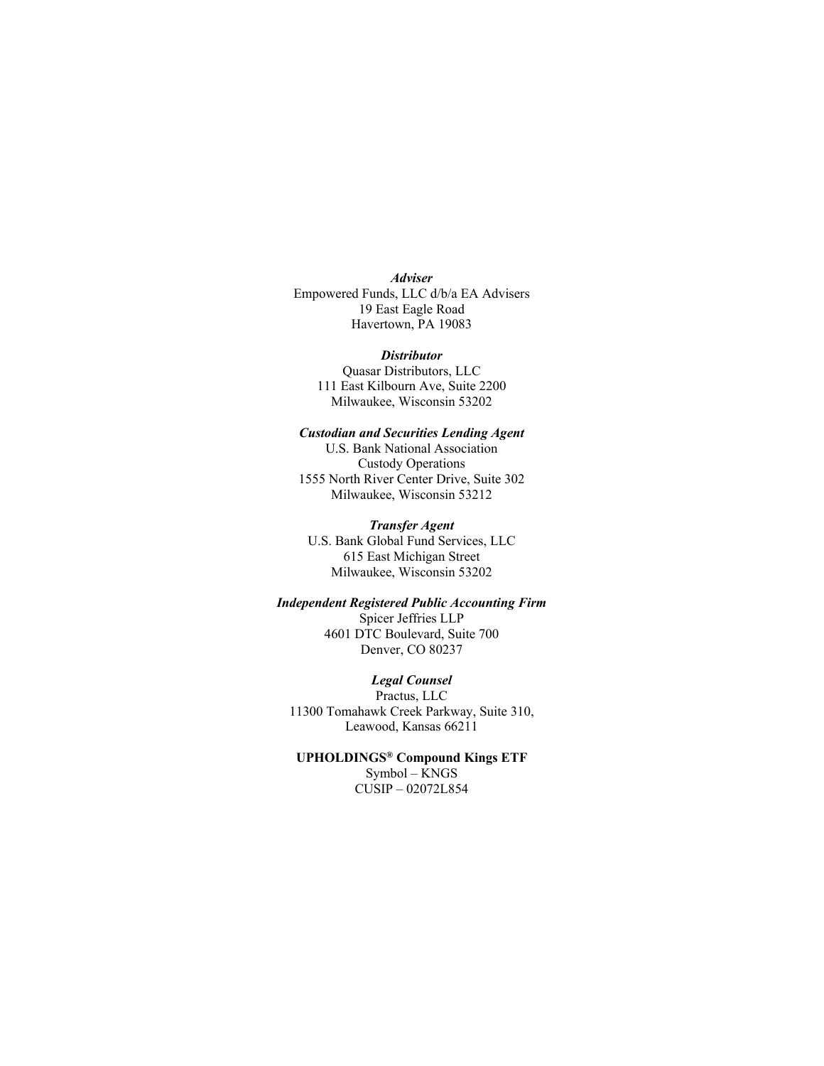***Adviser***
Empowered Funds, LLC d/b/a EA Advisers
19 East Eagle Road
Havertown, PA 19083

***Distributor***
Quasar Distributors, LLC
111 East Kilbourn Ave, Suite 2200
Milwaukee, Wisconsin 53202

***Custodian and Securities Lending Agent***
U.S. Bank National Association
Custody Operations
1555 North River Center Drive, Suite 302
Milwaukee, Wisconsin 53212

***Transfer Agent***
U.S. Bank Global Fund Services, LLC
615 East Michigan Street
Milwaukee, Wisconsin 53202

***Independent Registered Public Accounting Firm***
Spicer Jeffries LLP
4601 DTC Boulevard, Suite 700
Denver, CO 80237

***Legal Counsel***
Practus, LLC
11300 Tomahawk Creek Parkway, Suite 310,
Leawood, Kansas 66211

**UPHOLDINGS® Compound Kings ETF**
Symbol – KNGS
CUSIP – 02072L854